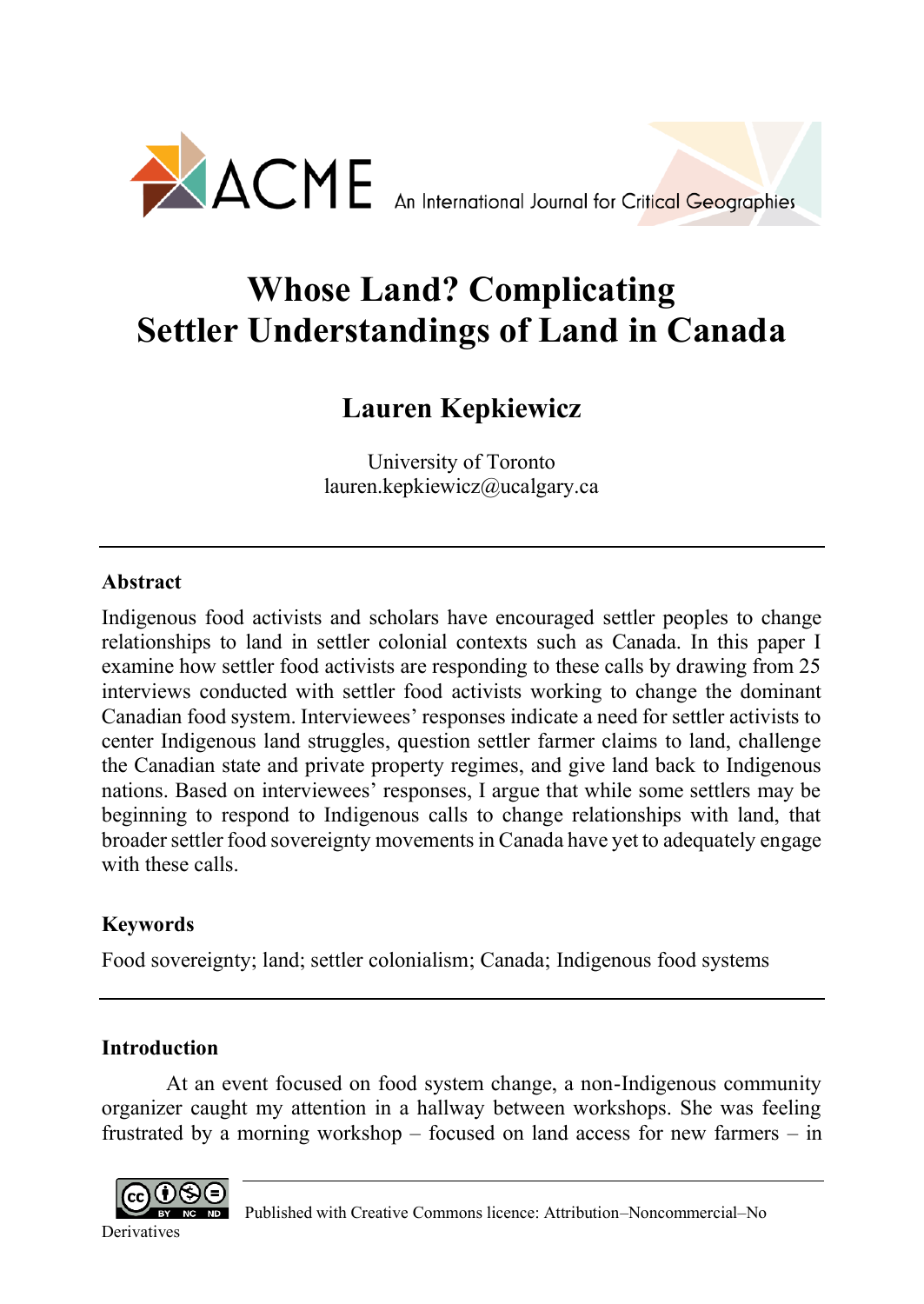ACME An International Journal for Critical Geographies

# Whose Land? Complicating Settler Understandings of Land in Canada

## Lauren Kepkiewicz

University of Toronto
lauren.kepkiewicz@ucalgary.ca

---

### Abstract

Indigenous food activists and scholars have encouraged settler peoples to change relationships to land in settler colonial contexts such as Canada. In this paper I examine how settler food activists are responding to these calls by drawing from 25 interviews conducted with settler food activists working to change the dominant Canadian food system. Interviewees' responses indicate a need for settler activists to center Indigenous land struggles, question settler farmer claims to land, challenge the Canadian state and private property regimes, and give land back to Indigenous nations. Based on interviewees' responses, I argue that while some settlers may be beginning to respond to Indigenous calls to change relationships with land, that broader settler food sovereignty movements in Canada have yet to adequately engage with these calls.

### Keywords

Food sovereignty; land; settler colonialism; Canada; Indigenous food systems

---

### Introduction

At an event focused on food system change, a non-Indigenous community organizer caught my attention in a hallway between workshops. She was feeling frustrated by a morning workshop – focused on land access for new farmers – in

Published with Creative Commons licence: Attribution–Noncommercial–No Derivatives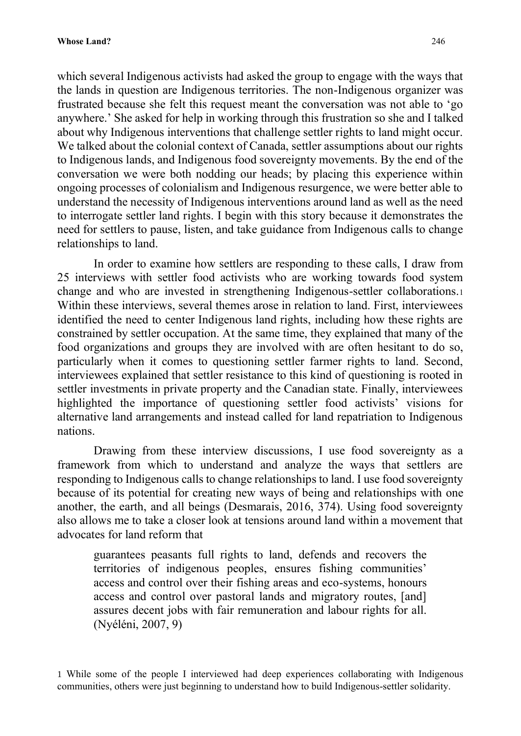which several Indigenous activists had asked the group to engage with the ways that the lands in question are Indigenous territories. The non-Indigenous organizer was frustrated because she felt this request meant the conversation was not able to 'go anywhere.' She asked for help in working through this frustration so she and I talked about why Indigenous interventions that challenge settler rights to land might occur. We talked about the colonial context of Canada, settler assumptions about our rights to Indigenous lands, and Indigenous food sovereignty movements. By the end of the conversation we were both nodding our heads; by placing this experience within ongoing processes of colonialism and Indigenous resurgence, we were better able to understand the necessity of Indigenous interventions around land as well as the need to interrogate settler land rights. I begin with this story because it demonstrates the need for settlers to pause, listen, and take guidance from Indigenous calls to change relationships to land.

In order to examine how settlers are responding to these calls, I draw from 25 interviews with settler food activists who are working towards food system change and who are invested in strengthening Indigenous-settler collaborations.[1] Within these interviews, several themes arose in relation to land. First, interviewees identified the need to center Indigenous land rights, including how these rights are constrained by settler occupation. At the same time, they explained that many of the food organizations and groups they are involved with are often hesitant to do so, particularly when it comes to questioning settler farmer rights to land. Second, interviewees explained that settler resistance to this kind of questioning is rooted in settler investments in private property and the Canadian state. Finally, interviewees highlighted the importance of questioning settler food activists' visions for alternative land arrangements and instead called for land repatriation to Indigenous nations.

Drawing from these interview discussions, I use food sovereignty as a framework from which to understand and analyze the ways that settlers are responding to Indigenous calls to change relationships to land. I use food sovereignty because of its potential for creating new ways of being and relationships with one another, the earth, and all beings (Desmarais, 2016, 374). Using food sovereignty also allows me to take a closer look at tensions around land within a movement that advocates for land reform that

> guarantees peasants full rights to land, defends and recovers the territories of indigenous peoples, ensures fishing communities' access and control over their fishing areas and eco-systems, honours access and control over pastoral lands and migratory routes, [and] assures decent jobs with fair remuneration and labour rights for all. (Nyéléni, 2007, 9)

[1] While some of the people I interviewed had deep experiences collaborating with Indigenous communities, others were just beginning to understand how to build Indigenous-settler solidarity.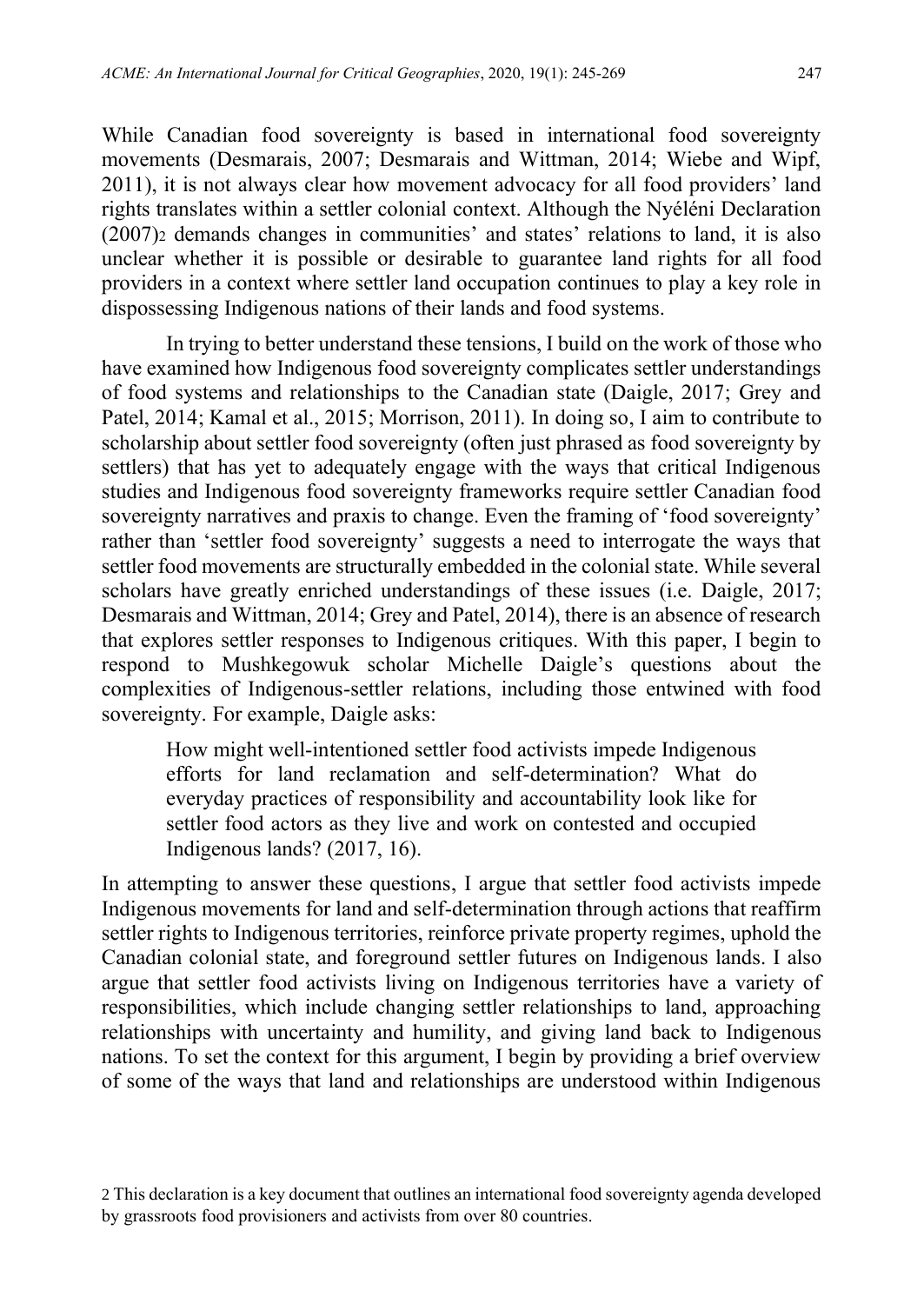While Canadian food sovereignty is based in international food sovereignty movements (Desmarais, 2007; Desmarais and Wittman, 2014; Wiebe and Wipf, 2011), it is not always clear how movement advocacy for all food providers' land rights translates within a settler colonial context. Although the Nyéléni Declaration (2007)[2] demands changes in communities' and states' relations to land, it is also unclear whether it is possible or desirable to guarantee land rights for all food providers in a context where settler land occupation continues to play a key role in dispossessing Indigenous nations of their lands and food systems.

In trying to better understand these tensions, I build on the work of those who have examined how Indigenous food sovereignty complicates settler understandings of food systems and relationships to the Canadian state (Daigle, 2017; Grey and Patel, 2014; Kamal et al., 2015; Morrison, 2011). In doing so, I aim to contribute to scholarship about settler food sovereignty (often just phrased as food sovereignty by settlers) that has yet to adequately engage with the ways that critical Indigenous studies and Indigenous food sovereignty frameworks require settler Canadian food sovereignty narratives and praxis to change. Even the framing of 'food sovereignty' rather than 'settler food sovereignty' suggests a need to interrogate the ways that settler food movements are structurally embedded in the colonial state. While several scholars have greatly enriched understandings of these issues (i.e. Daigle, 2017; Desmarais and Wittman, 2014; Grey and Patel, 2014), there is an absence of research that explores settler responses to Indigenous critiques. With this paper, I begin to respond to Mushkegowuk scholar Michelle Daigle's questions about the complexities of Indigenous-settler relations, including those entwined with food sovereignty. For example, Daigle asks:

> How might well-intentioned settler food activists impede Indigenous efforts for land reclamation and self-determination? What do everyday practices of responsibility and accountability look like for settler food actors as they live and work on contested and occupied Indigenous lands? (2017, 16).

In attempting to answer these questions, I argue that settler food activists impede Indigenous movements for land and self-determination through actions that reaffirm settler rights to Indigenous territories, reinforce private property regimes, uphold the Canadian colonial state, and foreground settler futures on Indigenous lands. I also argue that settler food activists living on Indigenous territories have a variety of responsibilities, which include changing settler relationships to land, approaching relationships with uncertainty and humility, and giving land back to Indigenous nations. To set the context for this argument, I begin by providing a brief overview of some of the ways that land and relationships are understood within Indigenous

[2] This declaration is a key document that outlines an international food sovereignty agenda developed by grassroots food provisioners and activists from over 80 countries.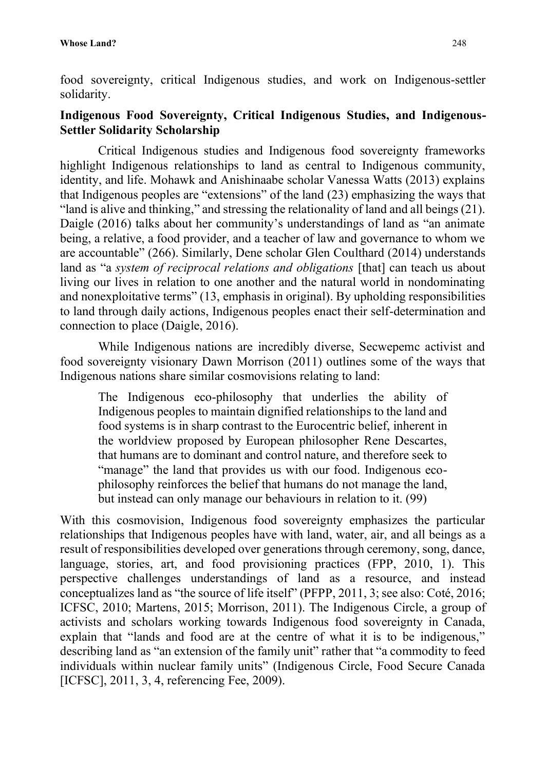food sovereignty, critical Indigenous studies, and work on Indigenous-settler solidarity.

## Indigenous Food Sovereignty, Critical Indigenous Studies, and Indigenous-Settler Solidarity Scholarship

Critical Indigenous studies and Indigenous food sovereignty frameworks highlight Indigenous relationships to land as central to Indigenous community, identity, and life. Mohawk and Anishinaabe scholar Vanessa Watts (2013) explains that Indigenous peoples are "extensions" of the land (23) emphasizing the ways that "land is alive and thinking," and stressing the relationality of land and all beings (21). Daigle (2016) talks about her community's understandings of land as "an animate being, a relative, a food provider, and a teacher of law and governance to whom we are accountable" (266). Similarly, Dene scholar Glen Coulthard (2014) understands land as "a *system of reciprocal relations and obligations* [that] can teach us about living our lives in relation to one another and the natural world in nondominating and nonexploitative terms" (13, emphasis in original). By upholding responsibilities to land through daily actions, Indigenous peoples enact their self-determination and connection to place (Daigle, 2016).

While Indigenous nations are incredibly diverse, Secwepemc activist and food sovereignty visionary Dawn Morrison (2011) outlines some of the ways that Indigenous nations share similar cosmovisions relating to land:

> The Indigenous eco-philosophy that underlies the ability of Indigenous peoples to maintain dignified relationships to the land and food systems is in sharp contrast to the Eurocentric belief, inherent in the worldview proposed by European philosopher Rene Descartes, that humans are to dominant and control nature, and therefore seek to "manage" the land that provides us with our food. Indigenous eco-philosophy reinforces the belief that humans do not manage the land, but instead can only manage our behaviours in relation to it. (99)

With this cosmovision, Indigenous food sovereignty emphasizes the particular relationships that Indigenous peoples have with land, water, air, and all beings as a result of responsibilities developed over generations through ceremony, song, dance, language, stories, art, and food provisioning practices (FPP, 2010, 1). This perspective challenges understandings of land as a resource, and instead conceptualizes land as "the source of life itself" (PFPP, 2011, 3; see also: Coté, 2016; ICFSC, 2010; Martens, 2015; Morrison, 2011). The Indigenous Circle, a group of activists and scholars working towards Indigenous food sovereignty in Canada, explain that "lands and food are at the centre of what it is to be indigenous," describing land as "an extension of the family unit" rather that "a commodity to feed individuals within nuclear family units" (Indigenous Circle, Food Secure Canada [ICFSC], 2011, 3, 4, referencing Fee, 2009).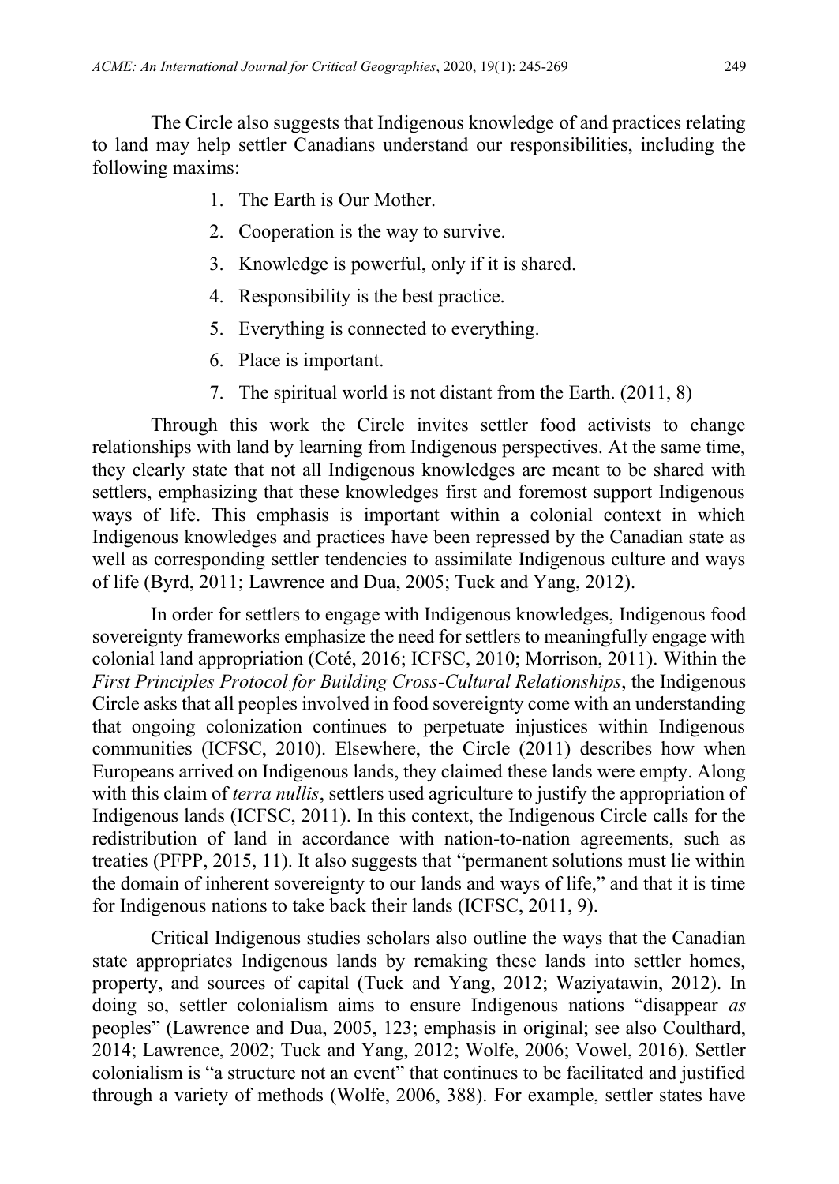The Circle also suggests that Indigenous knowledge of and practices relating to land may help settler Canadians understand our responsibilities, including the following maxims:

1. The Earth is Our Mother.
2. Cooperation is the way to survive.
3. Knowledge is powerful, only if it is shared.
4. Responsibility is the best practice.
5. Everything is connected to everything.
6. Place is important.
7. The spiritual world is not distant from the Earth. (2011, 8)

Through this work the Circle invites settler food activists to change relationships with land by learning from Indigenous perspectives. At the same time, they clearly state that not all Indigenous knowledges are meant to be shared with settlers, emphasizing that these knowledges first and foremost support Indigenous ways of life. This emphasis is important within a colonial context in which Indigenous knowledges and practices have been repressed by the Canadian state as well as corresponding settler tendencies to assimilate Indigenous culture and ways of life (Byrd, 2011; Lawrence and Dua, 2005; Tuck and Yang, 2012).

In order for settlers to engage with Indigenous knowledges, Indigenous food sovereignty frameworks emphasize the need for settlers to meaningfully engage with colonial land appropriation (Coté, 2016; ICFSC, 2010; Morrison, 2011). Within the *First Principles Protocol for Building Cross-Cultural Relationships*, the Indigenous Circle asks that all peoples involved in food sovereignty come with an understanding that ongoing colonization continues to perpetuate injustices within Indigenous communities (ICFSC, 2010). Elsewhere, the Circle (2011) describes how when Europeans arrived on Indigenous lands, they claimed these lands were empty. Along with this claim of *terra nullis*, settlers used agriculture to justify the appropriation of Indigenous lands (ICFSC, 2011). In this context, the Indigenous Circle calls for the redistribution of land in accordance with nation-to-nation agreements, such as treaties (PFPP, 2015, 11). It also suggests that "permanent solutions must lie within the domain of inherent sovereignty to our lands and ways of life," and that it is time for Indigenous nations to take back their lands (ICFSC, 2011, 9).

Critical Indigenous studies scholars also outline the ways that the Canadian state appropriates Indigenous lands by remaking these lands into settler homes, property, and sources of capital (Tuck and Yang, 2012; Waziyatawin, 2012). In doing so, settler colonialism aims to ensure Indigenous nations "disappear *as* peoples" (Lawrence and Dua, 2005, 123; emphasis in original; see also Coulthard, 2014; Lawrence, 2002; Tuck and Yang, 2012; Wolfe, 2006; Vowel, 2016). Settler colonialism is "a structure not an event" that continues to be facilitated and justified through a variety of methods (Wolfe, 2006, 388). For example, settler states have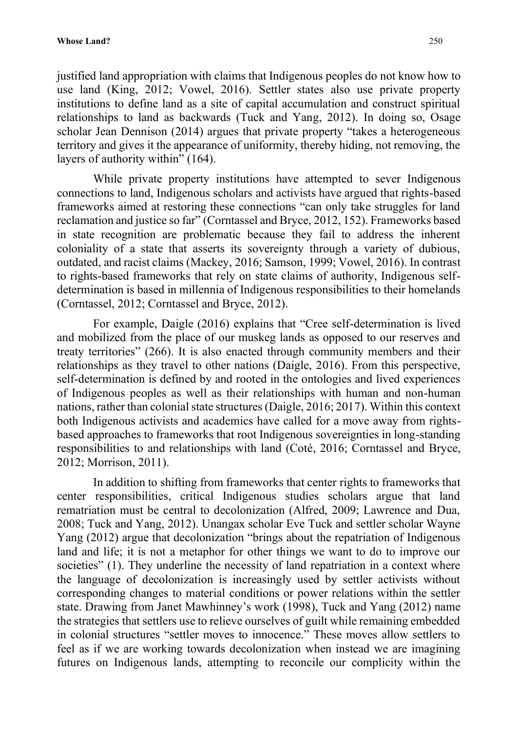justified land appropriation with claims that Indigenous peoples do not know how to use land (King, 2012; Vowel, 2016). Settler states also use private property institutions to define land as a site of capital accumulation and construct spiritual relationships to land as backwards (Tuck and Yang, 2012). In doing so, Osage scholar Jean Dennison (2014) argues that private property "takes a heterogeneous territory and gives it the appearance of uniformity, thereby hiding, not removing, the layers of authority within" (164).

While private property institutions have attempted to sever Indigenous connections to land, Indigenous scholars and activists have argued that rights-based frameworks aimed at restoring these connections "can only take struggles for land reclamation and justice so far" (Corntassel and Bryce, 2012, 152). Frameworks based in state recognition are problematic because they fail to address the inherent coloniality of a state that asserts its sovereignty through a variety of dubious, outdated, and racist claims (Mackey, 2016; Samson, 1999; Vowel, 2016). In contrast to rights-based frameworks that rely on state claims of authority, Indigenous self-determination is based in millennia of Indigenous responsibilities to their homelands (Corntassel, 2012; Corntassel and Bryce, 2012).

For example, Daigle (2016) explains that "Cree self-determination is lived and mobilized from the place of our muskeg lands as opposed to our reserves and treaty territories" (266). It is also enacted through community members and their relationships as they travel to other nations (Daigle, 2016). From this perspective, self-determination is defined by and rooted in the ontologies and lived experiences of Indigenous peoples as well as their relationships with human and non-human nations, rather than colonial state structures (Daigle, 2016; 2017). Within this context both Indigenous activists and academics have called for a move away from rights-based approaches to frameworks that root Indigenous sovereignties in long-standing responsibilities to and relationships with land (Coté, 2016; Corntassel and Bryce, 2012; Morrison, 2011).

In addition to shifting from frameworks that center rights to frameworks that center responsibilities, critical Indigenous studies scholars argue that land rematriation must be central to decolonization (Alfred, 2009; Lawrence and Dua, 2008; Tuck and Yang, 2012). Unangax scholar Eve Tuck and settler scholar Wayne Yang (2012) argue that decolonization "brings about the repatriation of Indigenous land and life; it is not a metaphor for other things we want to do to improve our societies" (1). They underline the necessity of land repatriation in a context where the language of decolonization is increasingly used by settler activists without corresponding changes to material conditions or power relations within the settler state. Drawing from Janet Mawhinney's work (1998), Tuck and Yang (2012) name the strategies that settlers use to relieve ourselves of guilt while remaining embedded in colonial structures "settler moves to innocence." These moves allow settlers to feel as if we are working towards decolonization when instead we are imagining futures on Indigenous lands, attempting to reconcile our complicity within the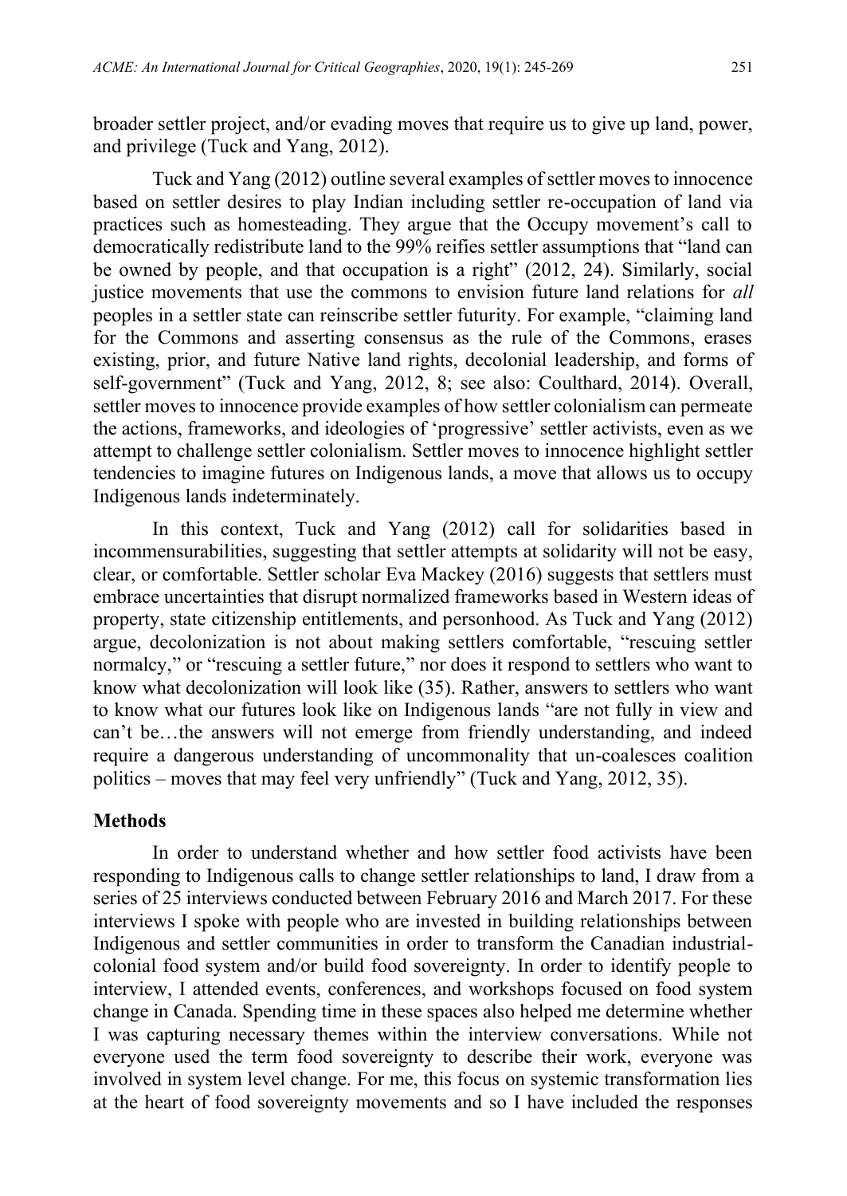broader settler project, and/or evading moves that require us to give up land, power, and privilege (Tuck and Yang, 2012).

Tuck and Yang (2012) outline several examples of settler moves to innocence based on settler desires to play Indian including settler re-occupation of land via practices such as homesteading. They argue that the Occupy movement's call to democratically redistribute land to the 99% reifies settler assumptions that "land can be owned by people, and that occupation is a right" (2012, 24). Similarly, social justice movements that use the commons to envision future land relations for *all* peoples in a settler state can reinscribe settler futurity. For example, "claiming land for the Commons and asserting consensus as the rule of the Commons, erases existing, prior, and future Native land rights, decolonial leadership, and forms of self-government" (Tuck and Yang, 2012, 8; see also: Coulthard, 2014). Overall, settler moves to innocence provide examples of how settler colonialism can permeate the actions, frameworks, and ideologies of 'progressive' settler activists, even as we attempt to challenge settler colonialism. Settler moves to innocence highlight settler tendencies to imagine futures on Indigenous lands, a move that allows us to occupy Indigenous lands indeterminately.

In this context, Tuck and Yang (2012) call for solidarities based in incommensurabilities, suggesting that settler attempts at solidarity will not be easy, clear, or comfortable. Settler scholar Eva Mackey (2016) suggests that settlers must embrace uncertainties that disrupt normalized frameworks based in Western ideas of property, state citizenship entitlements, and personhood. As Tuck and Yang (2012) argue, decolonization is not about making settlers comfortable, "rescuing settler normalcy," or "rescuing a settler future," nor does it respond to settlers who want to know what decolonization will look like (35). Rather, answers to settlers who want to know what our futures look like on Indigenous lands "are not fully in view and can't be…the answers will not emerge from friendly understanding, and indeed require a dangerous understanding of uncommonality that un-coalesces coalition politics – moves that may feel very unfriendly" (Tuck and Yang, 2012, 35).

## Methods

In order to understand whether and how settler food activists have been responding to Indigenous calls to change settler relationships to land, I draw from a series of 25 interviews conducted between February 2016 and March 2017. For these interviews I spoke with people who are invested in building relationships between Indigenous and settler communities in order to transform the Canadian industrial-colonial food system and/or build food sovereignty. In order to identify people to interview, I attended events, conferences, and workshops focused on food system change in Canada. Spending time in these spaces also helped me determine whether I was capturing necessary themes within the interview conversations. While not everyone used the term food sovereignty to describe their work, everyone was involved in system level change. For me, this focus on systemic transformation lies at the heart of food sovereignty movements and so I have included the responses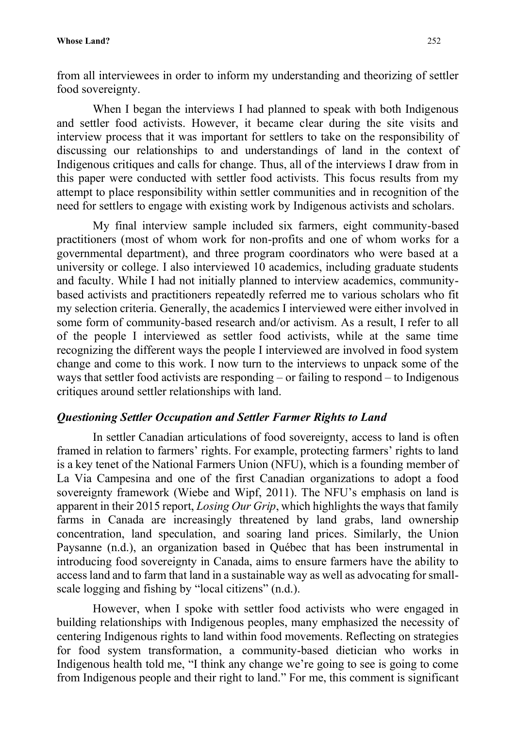from all interviewees in order to inform my understanding and theorizing of settler food sovereignty.

When I began the interviews I had planned to speak with both Indigenous and settler food activists. However, it became clear during the site visits and interview process that it was important for settlers to take on the responsibility of discussing our relationships to and understandings of land in the context of Indigenous critiques and calls for change. Thus, all of the interviews I draw from in this paper were conducted with settler food activists. This focus results from my attempt to place responsibility within settler communities and in recognition of the need for settlers to engage with existing work by Indigenous activists and scholars.

My final interview sample included six farmers, eight community-based practitioners (most of whom work for non-profits and one of whom works for a governmental department), and three program coordinators who were based at a university or college. I also interviewed 10 academics, including graduate students and faculty. While I had not initially planned to interview academics, community-based activists and practitioners repeatedly referred me to various scholars who fit my selection criteria. Generally, the academics I interviewed were either involved in some form of community-based research and/or activism. As a result, I refer to all of the people I interviewed as settler food activists, while at the same time recognizing the different ways the people I interviewed are involved in food system change and come to this work. I now turn to the interviews to unpack some of the ways that settler food activists are responding – or failing to respond – to Indigenous critiques around settler relationships with land.

### *Questioning Settler Occupation and Settler Farmer Rights to Land*

In settler Canadian articulations of food sovereignty, access to land is often framed in relation to farmers' rights. For example, protecting farmers' rights to land is a key tenet of the National Farmers Union (NFU), which is a founding member of La Via Campesina and one of the first Canadian organizations to adopt a food sovereignty framework (Wiebe and Wipf, 2011). The NFU's emphasis on land is apparent in their 2015 report, *Losing Our Grip*, which highlights the ways that family farms in Canada are increasingly threatened by land grabs, land ownership concentration, land speculation, and soaring land prices. Similarly, the Union Paysanne (n.d.), an organization based in Québec that has been instrumental in introducing food sovereignty in Canada, aims to ensure farmers have the ability to access land and to farm that land in a sustainable way as well as advocating for small-scale logging and fishing by "local citizens" (n.d.).

However, when I spoke with settler food activists who were engaged in building relationships with Indigenous peoples, many emphasized the necessity of centering Indigenous rights to land within food movements. Reflecting on strategies for food system transformation, a community-based dietician who works in Indigenous health told me, "I think any change we're going to see is going to come from Indigenous people and their right to land." For me, this comment is significant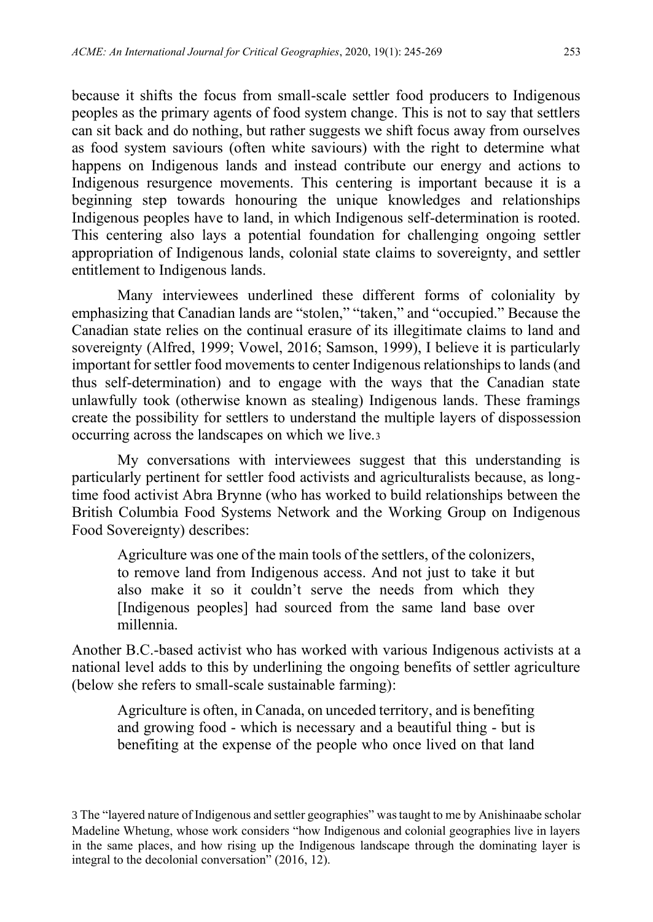because it shifts the focus from small-scale settler food producers to Indigenous peoples as the primary agents of food system change. This is not to say that settlers can sit back and do nothing, but rather suggests we shift focus away from ourselves as food system saviours (often white saviours) with the right to determine what happens on Indigenous lands and instead contribute our energy and actions to Indigenous resurgence movements. This centering is important because it is a beginning step towards honouring the unique knowledges and relationships Indigenous peoples have to land, in which Indigenous self-determination is rooted. This centering also lays a potential foundation for challenging ongoing settler appropriation of Indigenous lands, colonial state claims to sovereignty, and settler entitlement to Indigenous lands.

Many interviewees underlined these different forms of coloniality by emphasizing that Canadian lands are "stolen," "taken," and "occupied." Because the Canadian state relies on the continual erasure of its illegitimate claims to land and sovereignty (Alfred, 1999; Vowel, 2016; Samson, 1999), I believe it is particularly important for settler food movements to center Indigenous relationships to lands (and thus self-determination) and to engage with the ways that the Canadian state unlawfully took (otherwise known as stealing) Indigenous lands. These framings create the possibility for settlers to understand the multiple layers of dispossession occurring across the landscapes on which we live.[3]

My conversations with interviewees suggest that this understanding is particularly pertinent for settler food activists and agriculturalists because, as long-time food activist Abra Brynne (who has worked to build relationships between the British Columbia Food Systems Network and the Working Group on Indigenous Food Sovereignty) describes:

> Agriculture was one of the main tools of the settlers, of the colonizers, to remove land from Indigenous access. And not just to take it but also make it so it couldn't serve the needs from which they [Indigenous peoples] had sourced from the same land base over millennia.

Another B.C.-based activist who has worked with various Indigenous activists at a national level adds to this by underlining the ongoing benefits of settler agriculture (below she refers to small-scale sustainable farming):

> Agriculture is often, in Canada, on unceded territory, and is benefiting and growing food - which is necessary and a beautiful thing - but is benefiting at the expense of the people who once lived on that land

[3] The "layered nature of Indigenous and settler geographies" was taught to me by Anishinaabe scholar Madeline Whetung, whose work considers "how Indigenous and colonial geographies live in layers in the same places, and how rising up the Indigenous landscape through the dominating layer is integral to the decolonial conversation" (2016, 12).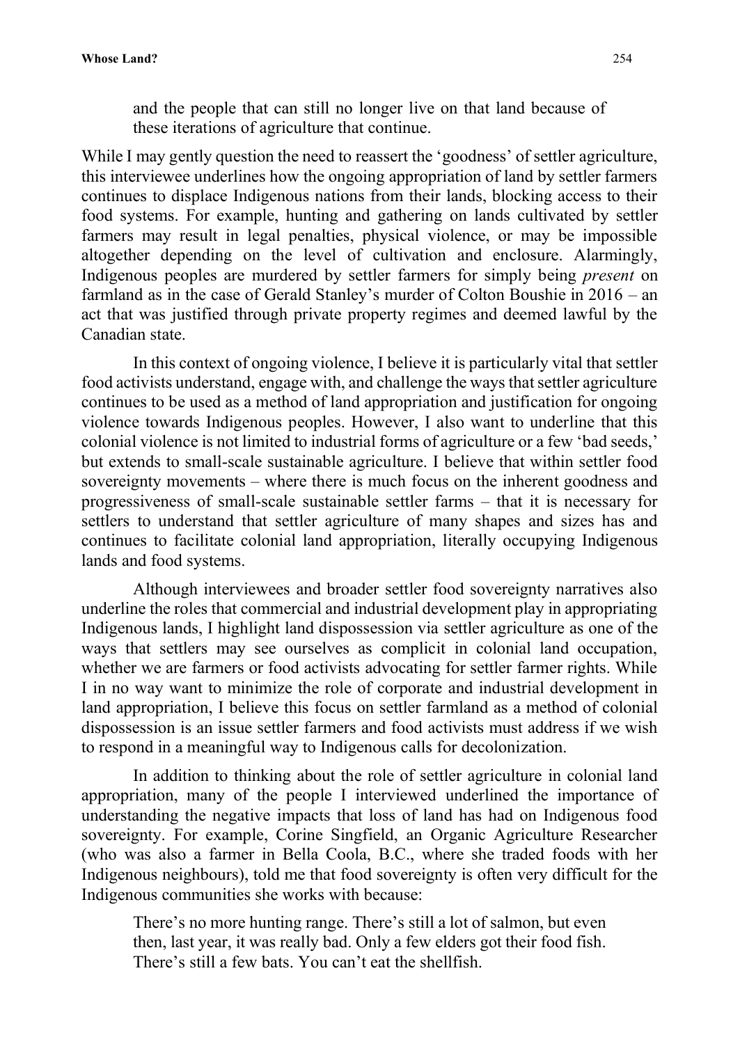> and the people that can still no longer live on that land because of these iterations of agriculture that continue.

While I may gently question the need to reassert the 'goodness' of settler agriculture, this interviewee underlines how the ongoing appropriation of land by settler farmers continues to displace Indigenous nations from their lands, blocking access to their food systems. For example, hunting and gathering on lands cultivated by settler farmers may result in legal penalties, physical violence, or may be impossible altogether depending on the level of cultivation and enclosure. Alarmingly, Indigenous peoples are murdered by settler farmers for simply being *present* on farmland as in the case of Gerald Stanley's murder of Colton Boushie in 2016 – an act that was justified through private property regimes and deemed lawful by the Canadian state.

In this context of ongoing violence, I believe it is particularly vital that settler food activists understand, engage with, and challenge the ways that settler agriculture continues to be used as a method of land appropriation and justification for ongoing violence towards Indigenous peoples. However, I also want to underline that this colonial violence is not limited to industrial forms of agriculture or a few 'bad seeds,' but extends to small-scale sustainable agriculture. I believe that within settler food sovereignty movements – where there is much focus on the inherent goodness and progressiveness of small-scale sustainable settler farms – that it is necessary for settlers to understand that settler agriculture of many shapes and sizes has and continues to facilitate colonial land appropriation, literally occupying Indigenous lands and food systems.

Although interviewees and broader settler food sovereignty narratives also underline the roles that commercial and industrial development play in appropriating Indigenous lands, I highlight land dispossession via settler agriculture as one of the ways that settlers may see ourselves as complicit in colonial land occupation, whether we are farmers or food activists advocating for settler farmer rights. While I in no way want to minimize the role of corporate and industrial development in land appropriation, I believe this focus on settler farmland as a method of colonial dispossession is an issue settler farmers and food activists must address if we wish to respond in a meaningful way to Indigenous calls for decolonization.

In addition to thinking about the role of settler agriculture in colonial land appropriation, many of the people I interviewed underlined the importance of understanding the negative impacts that loss of land has had on Indigenous food sovereignty. For example, Corine Singfield, an Organic Agriculture Researcher (who was also a farmer in Bella Coola, B.C., where she traded foods with her Indigenous neighbours), told me that food sovereignty is often very difficult for the Indigenous communities she works with because:

> There's no more hunting range. There's still a lot of salmon, but even then, last year, it was really bad. Only a few elders got their food fish. There's still a few bats. You can't eat the shellfish.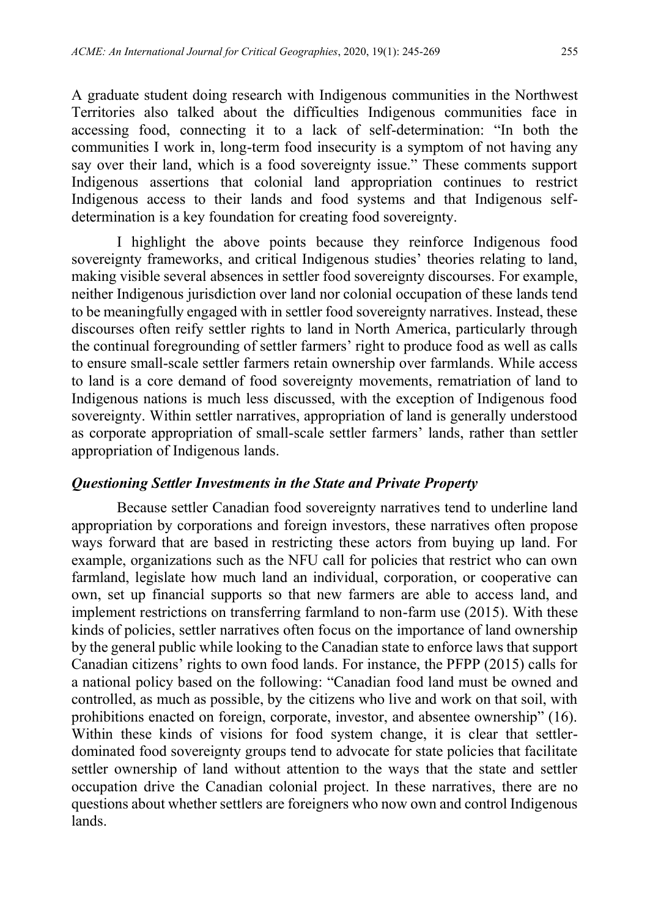A graduate student doing research with Indigenous communities in the Northwest Territories also talked about the difficulties Indigenous communities face in accessing food, connecting it to a lack of self-determination: "In both the communities I work in, long-term food insecurity is a symptom of not having any say over their land, which is a food sovereignty issue." These comments support Indigenous assertions that colonial land appropriation continues to restrict Indigenous access to their lands and food systems and that Indigenous self-determination is a key foundation for creating food sovereignty.

I highlight the above points because they reinforce Indigenous food sovereignty frameworks, and critical Indigenous studies' theories relating to land, making visible several absences in settler food sovereignty discourses. For example, neither Indigenous jurisdiction over land nor colonial occupation of these lands tend to be meaningfully engaged with in settler food sovereignty narratives. Instead, these discourses often reify settler rights to land in North America, particularly through the continual foregrounding of settler farmers' right to produce food as well as calls to ensure small-scale settler farmers retain ownership over farmlands. While access to land is a core demand of food sovereignty movements, rematriation of land to Indigenous nations is much less discussed, with the exception of Indigenous food sovereignty. Within settler narratives, appropriation of land is generally understood as corporate appropriation of small-scale settler farmers' lands, rather than settler appropriation of Indigenous lands.

### *Questioning Settler Investments in the State and Private Property*

Because settler Canadian food sovereignty narratives tend to underline land appropriation by corporations and foreign investors, these narratives often propose ways forward that are based in restricting these actors from buying up land. For example, organizations such as the NFU call for policies that restrict who can own farmland, legislate how much land an individual, corporation, or cooperative can own, set up financial supports so that new farmers are able to access land, and implement restrictions on transferring farmland to non-farm use (2015). With these kinds of policies, settler narratives often focus on the importance of land ownership by the general public while looking to the Canadian state to enforce laws that support Canadian citizens' rights to own food lands. For instance, the PFPP (2015) calls for a national policy based on the following: "Canadian food land must be owned and controlled, as much as possible, by the citizens who live and work on that soil, with prohibitions enacted on foreign, corporate, investor, and absentee ownership" (16). Within these kinds of visions for food system change, it is clear that settler-dominated food sovereignty groups tend to advocate for state policies that facilitate settler ownership of land without attention to the ways that the state and settler occupation drive the Canadian colonial project. In these narratives, there are no questions about whether settlers are foreigners who now own and control Indigenous lands.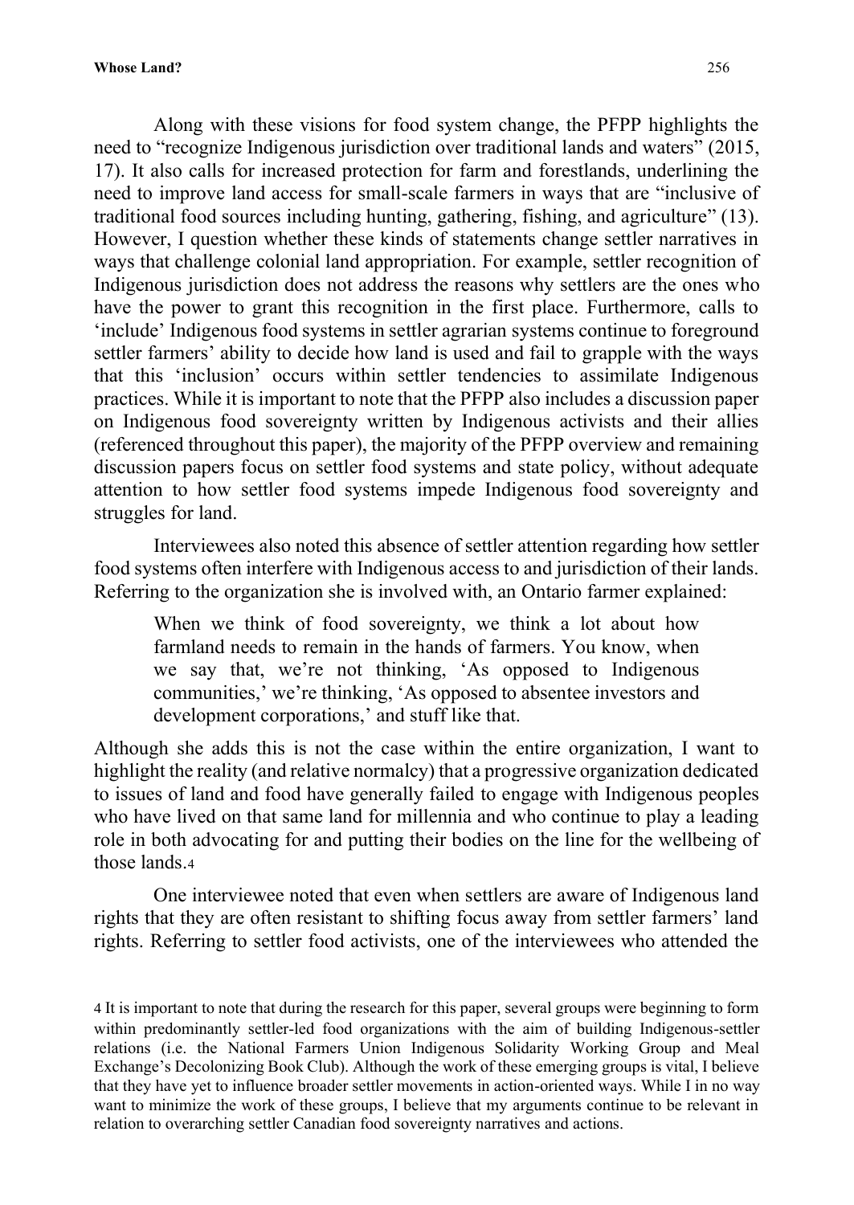Along with these visions for food system change, the PFPP highlights the need to "recognize Indigenous jurisdiction over traditional lands and waters" (2015, 17). It also calls for increased protection for farm and forestlands, underlining the need to improve land access for small-scale farmers in ways that are "inclusive of traditional food sources including hunting, gathering, fishing, and agriculture" (13). However, I question whether these kinds of statements change settler narratives in ways that challenge colonial land appropriation. For example, settler recognition of Indigenous jurisdiction does not address the reasons why settlers are the ones who have the power to grant this recognition in the first place. Furthermore, calls to 'include' Indigenous food systems in settler agrarian systems continue to foreground settler farmers' ability to decide how land is used and fail to grapple with the ways that this 'inclusion' occurs within settler tendencies to assimilate Indigenous practices. While it is important to note that the PFPP also includes a discussion paper on Indigenous food sovereignty written by Indigenous activists and their allies (referenced throughout this paper), the majority of the PFPP overview and remaining discussion papers focus on settler food systems and state policy, without adequate attention to how settler food systems impede Indigenous food sovereignty and struggles for land.

Interviewees also noted this absence of settler attention regarding how settler food systems often interfere with Indigenous access to and jurisdiction of their lands. Referring to the organization she is involved with, an Ontario farmer explained:

> When we think of food sovereignty, we think a lot about how farmland needs to remain in the hands of farmers. You know, when we say that, we're not thinking, 'As opposed to Indigenous communities,' we're thinking, 'As opposed to absentee investors and development corporations,' and stuff like that.

Although she adds this is not the case within the entire organization, I want to highlight the reality (and relative normalcy) that a progressive organization dedicated to issues of land and food have generally failed to engage with Indigenous peoples who have lived on that same land for millennia and who continue to play a leading role in both advocating for and putting their bodies on the line for the wellbeing of those lands.[4]

One interviewee noted that even when settlers are aware of Indigenous land rights that they are often resistant to shifting focus away from settler farmers' land rights. Referring to settler food activists, one of the interviewees who attended the

[4] It is important to note that during the research for this paper, several groups were beginning to form within predominantly settler-led food organizations with the aim of building Indigenous-settler relations (i.e. the National Farmers Union Indigenous Solidarity Working Group and Meal Exchange's Decolonizing Book Club). Although the work of these emerging groups is vital, I believe that they have yet to influence broader settler movements in action-oriented ways. While I in no way want to minimize the work of these groups, I believe that my arguments continue to be relevant in relation to overarching settler Canadian food sovereignty narratives and actions.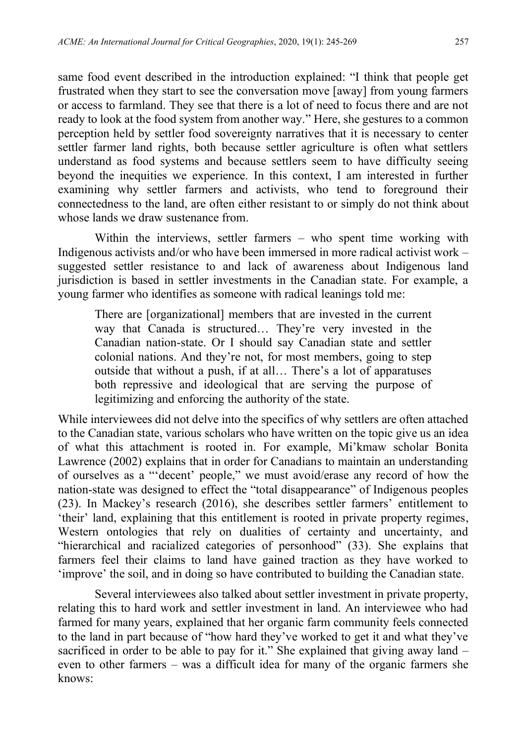same food event described in the introduction explained: "I think that people get frustrated when they start to see the conversation move [away] from young farmers or access to farmland. They see that there is a lot of need to focus there and are not ready to look at the food system from another way." Here, she gestures to a common perception held by settler food sovereignty narratives that it is necessary to center settler farmer land rights, both because settler agriculture is often what settlers understand as food systems and because settlers seem to have difficulty seeing beyond the inequities we experience. In this context, I am interested in further examining why settler farmers and activists, who tend to foreground their connectedness to the land, are often either resistant to or simply do not think about whose lands we draw sustenance from.

Within the interviews, settler farmers – who spent time working with Indigenous activists and/or who have been immersed in more radical activist work – suggested settler resistance to and lack of awareness about Indigenous land jurisdiction is based in settler investments in the Canadian state. For example, a young farmer who identifies as someone with radical leanings told me:

> There are [organizational] members that are invested in the current way that Canada is structured… They're very invested in the Canadian nation-state. Or I should say Canadian state and settler colonial nations. And they're not, for most members, going to step outside that without a push, if at all… There's a lot of apparatuses both repressive and ideological that are serving the purpose of legitimizing and enforcing the authority of the state.

While interviewees did not delve into the specifics of why settlers are often attached to the Canadian state, various scholars who have written on the topic give us an idea of what this attachment is rooted in. For example, Mi'kmaw scholar Bonita Lawrence (2002) explains that in order for Canadians to maintain an understanding of ourselves as a "'decent' people," we must avoid/erase any record of how the nation-state was designed to effect the "total disappearance" of Indigenous peoples (23). In Mackey's research (2016), she describes settler farmers' entitlement to 'their' land, explaining that this entitlement is rooted in private property regimes, Western ontologies that rely on dualities of certainty and uncertainty, and "hierarchical and racialized categories of personhood" (33). She explains that farmers feel their claims to land have gained traction as they have worked to 'improve' the soil, and in doing so have contributed to building the Canadian state.

Several interviewees also talked about settler investment in private property, relating this to hard work and settler investment in land. An interviewee who had farmed for many years, explained that her organic farm community feels connected to the land in part because of "how hard they've worked to get it and what they've sacrificed in order to be able to pay for it." She explained that giving away land – even to other farmers – was a difficult idea for many of the organic farmers she knows: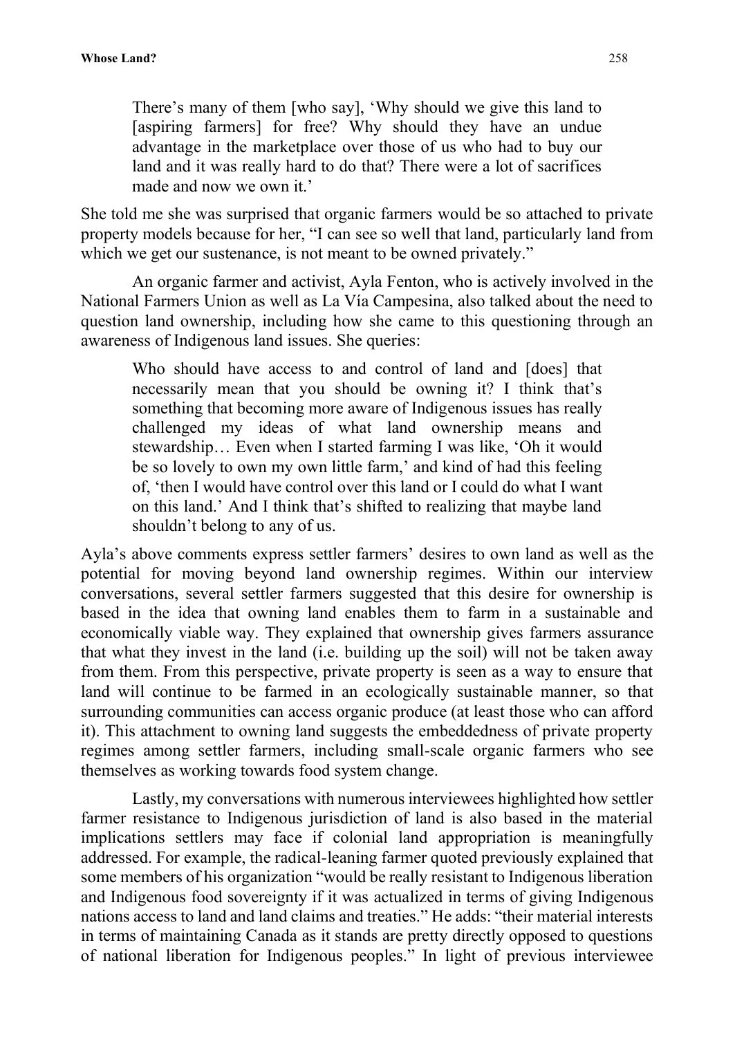> There's many of them [who say], 'Why should we give this land to [aspiring farmers] for free? Why should they have an undue advantage in the marketplace over those of us who had to buy our land and it was really hard to do that? There were a lot of sacrifices made and now we own it.'

She told me she was surprised that organic farmers would be so attached to private property models because for her, "I can see so well that land, particularly land from which we get our sustenance, is not meant to be owned privately."

An organic farmer and activist, Ayla Fenton, who is actively involved in the National Farmers Union as well as La Vía Campesina, also talked about the need to question land ownership, including how she came to this questioning through an awareness of Indigenous land issues. She queries:

> Who should have access to and control of land and [does] that necessarily mean that you should be owning it? I think that's something that becoming more aware of Indigenous issues has really challenged my ideas of what land ownership means and stewardship… Even when I started farming I was like, 'Oh it would be so lovely to own my own little farm,' and kind of had this feeling of, 'then I would have control over this land or I could do what I want on this land.' And I think that's shifted to realizing that maybe land shouldn't belong to any of us.

Ayla's above comments express settler farmers' desires to own land as well as the potential for moving beyond land ownership regimes. Within our interview conversations, several settler farmers suggested that this desire for ownership is based in the idea that owning land enables them to farm in a sustainable and economically viable way. They explained that ownership gives farmers assurance that what they invest in the land (i.e. building up the soil) will not be taken away from them. From this perspective, private property is seen as a way to ensure that land will continue to be farmed in an ecologically sustainable manner, so that surrounding communities can access organic produce (at least those who can afford it). This attachment to owning land suggests the embeddedness of private property regimes among settler farmers, including small-scale organic farmers who see themselves as working towards food system change.

Lastly, my conversations with numerous interviewees highlighted how settler farmer resistance to Indigenous jurisdiction of land is also based in the material implications settlers may face if colonial land appropriation is meaningfully addressed. For example, the radical-leaning farmer quoted previously explained that some members of his organization "would be really resistant to Indigenous liberation and Indigenous food sovereignty if it was actualized in terms of giving Indigenous nations access to land and land claims and treaties." He adds: "their material interests in terms of maintaining Canada as it stands are pretty directly opposed to questions of national liberation for Indigenous peoples." In light of previous interviewee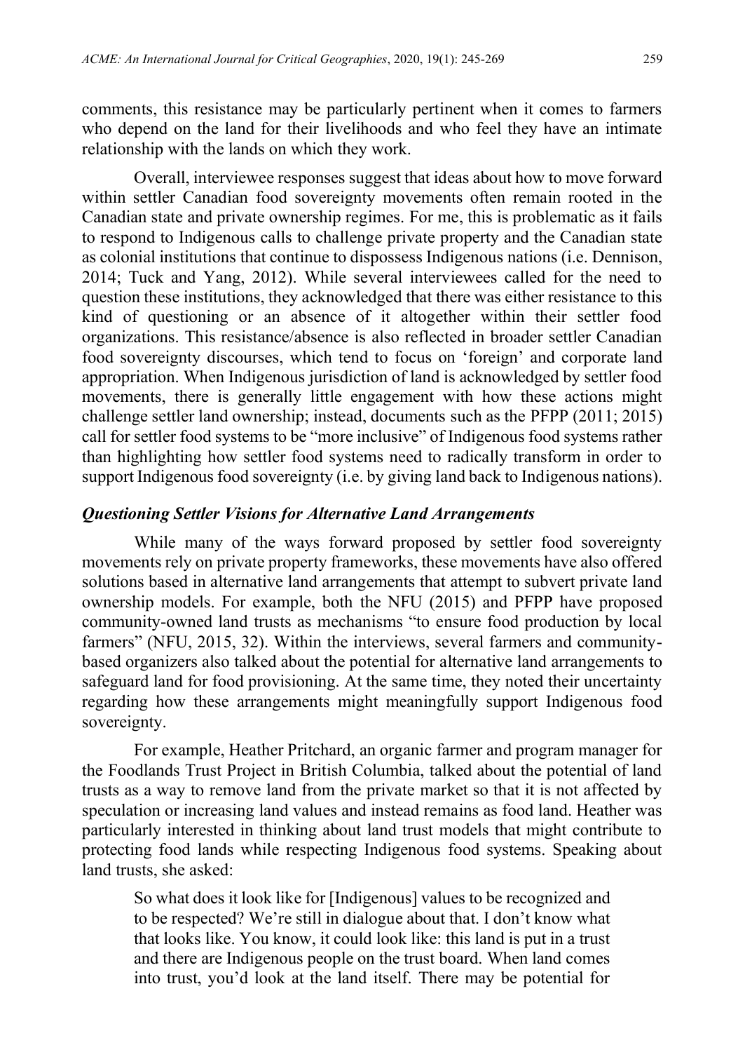comments, this resistance may be particularly pertinent when it comes to farmers who depend on the land for their livelihoods and who feel they have an intimate relationship with the lands on which they work.

Overall, interviewee responses suggest that ideas about how to move forward within settler Canadian food sovereignty movements often remain rooted in the Canadian state and private ownership regimes. For me, this is problematic as it fails to respond to Indigenous calls to challenge private property and the Canadian state as colonial institutions that continue to dispossess Indigenous nations (i.e. Dennison, 2014; Tuck and Yang, 2012). While several interviewees called for the need to question these institutions, they acknowledged that there was either resistance to this kind of questioning or an absence of it altogether within their settler food organizations. This resistance/absence is also reflected in broader settler Canadian food sovereignty discourses, which tend to focus on 'foreign' and corporate land appropriation. When Indigenous jurisdiction of land is acknowledged by settler food movements, there is generally little engagement with how these actions might challenge settler land ownership; instead, documents such as the PFPP (2011; 2015) call for settler food systems to be "more inclusive" of Indigenous food systems rather than highlighting how settler food systems need to radically transform in order to support Indigenous food sovereignty (i.e. by giving land back to Indigenous nations).

### *Questioning Settler Visions for Alternative Land Arrangements*

While many of the ways forward proposed by settler food sovereignty movements rely on private property frameworks, these movements have also offered solutions based in alternative land arrangements that attempt to subvert private land ownership models. For example, both the NFU (2015) and PFPP have proposed community-owned land trusts as mechanisms "to ensure food production by local farmers" (NFU, 2015, 32). Within the interviews, several farmers and community-based organizers also talked about the potential for alternative land arrangements to safeguard land for food provisioning. At the same time, they noted their uncertainty regarding how these arrangements might meaningfully support Indigenous food sovereignty.

For example, Heather Pritchard, an organic farmer and program manager for the Foodlands Trust Project in British Columbia, talked about the potential of land trusts as a way to remove land from the private market so that it is not affected by speculation or increasing land values and instead remains as food land. Heather was particularly interested in thinking about land trust models that might contribute to protecting food lands while respecting Indigenous food systems. Speaking about land trusts, she asked:

> So what does it look like for [Indigenous] values to be recognized and to be respected? We're still in dialogue about that. I don't know what that looks like. You know, it could look like: this land is put in a trust and there are Indigenous people on the trust board. When land comes into trust, you'd look at the land itself. There may be potential for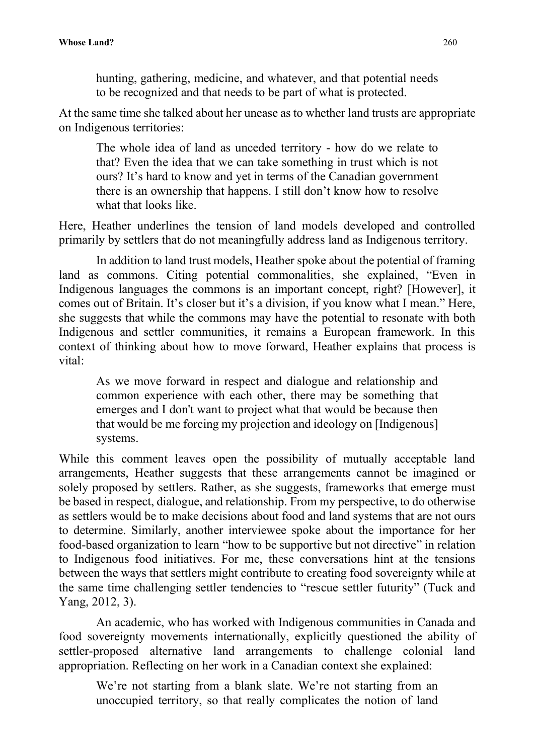> hunting, gathering, medicine, and whatever, and that potential needs to be recognized and that needs to be part of what is protected.

At the same time she talked about her unease as to whether land trusts are appropriate on Indigenous territories:

> The whole idea of land as unceded territory - how do we relate to that? Even the idea that we can take something in trust which is not ours? It's hard to know and yet in terms of the Canadian government there is an ownership that happens. I still don't know how to resolve what that looks like.

Here, Heather underlines the tension of land models developed and controlled primarily by settlers that do not meaningfully address land as Indigenous territory.

In addition to land trust models, Heather spoke about the potential of framing land as commons. Citing potential commonalities, she explained, "Even in Indigenous languages the commons is an important concept, right? [However], it comes out of Britain. It's closer but it's a division, if you know what I mean." Here, she suggests that while the commons may have the potential to resonate with both Indigenous and settler communities, it remains a European framework. In this context of thinking about how to move forward, Heather explains that process is vital:

> As we move forward in respect and dialogue and relationship and common experience with each other, there may be something that emerges and I don't want to project what that would be because then that would be me forcing my projection and ideology on [Indigenous] systems.

While this comment leaves open the possibility of mutually acceptable land arrangements, Heather suggests that these arrangements cannot be imagined or solely proposed by settlers. Rather, as she suggests, frameworks that emerge must be based in respect, dialogue, and relationship. From my perspective, to do otherwise as settlers would be to make decisions about food and land systems that are not ours to determine. Similarly, another interviewee spoke about the importance for her food-based organization to learn "how to be supportive but not directive" in relation to Indigenous food initiatives. For me, these conversations hint at the tensions between the ways that settlers might contribute to creating food sovereignty while at the same time challenging settler tendencies to "rescue settler futurity" (Tuck and Yang, 2012, 3).

An academic, who has worked with Indigenous communities in Canada and food sovereignty movements internationally, explicitly questioned the ability of settler-proposed alternative land arrangements to challenge colonial land appropriation. Reflecting on her work in a Canadian context she explained:

> We're not starting from a blank slate. We're not starting from an unoccupied territory, so that really complicates the notion of land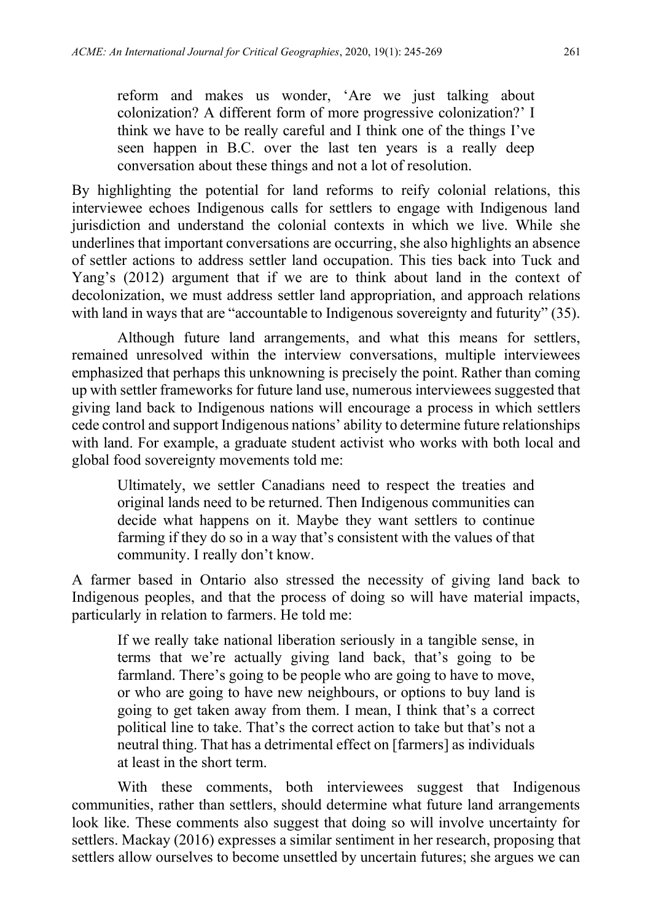> reform and makes us wonder, 'Are we just talking about colonization? A different form of more progressive colonization?' I think we have to be really careful and I think one of the things I've seen happen in B.C. over the last ten years is a really deep conversation about these things and not a lot of resolution.

By highlighting the potential for land reforms to reify colonial relations, this interviewee echoes Indigenous calls for settlers to engage with Indigenous land jurisdiction and understand the colonial contexts in which we live. While she underlines that important conversations are occurring, she also highlights an absence of settler actions to address settler land occupation. This ties back into Tuck and Yang's (2012) argument that if we are to think about land in the context of decolonization, we must address settler land appropriation, and approach relations with land in ways that are "accountable to Indigenous sovereignty and futurity" (35).

Although future land arrangements, and what this means for settlers, remained unresolved within the interview conversations, multiple interviewees emphasized that perhaps this unknowning is precisely the point. Rather than coming up with settler frameworks for future land use, numerous interviewees suggested that giving land back to Indigenous nations will encourage a process in which settlers cede control and support Indigenous nations' ability to determine future relationships with land. For example, a graduate student activist who works with both local and global food sovereignty movements told me:

> Ultimately, we settler Canadians need to respect the treaties and original lands need to be returned. Then Indigenous communities can decide what happens on it. Maybe they want settlers to continue farming if they do so in a way that's consistent with the values of that community. I really don't know.

A farmer based in Ontario also stressed the necessity of giving land back to Indigenous peoples, and that the process of doing so will have material impacts, particularly in relation to farmers. He told me:

> If we really take national liberation seriously in a tangible sense, in terms that we're actually giving land back, that's going to be farmland. There's going to be people who are going to have to move, or who are going to have new neighbours, or options to buy land is going to get taken away from them. I mean, I think that's a correct political line to take. That's the correct action to take but that's not a neutral thing. That has a detrimental effect on [farmers] as individuals at least in the short term.

With these comments, both interviewees suggest that Indigenous communities, rather than settlers, should determine what future land arrangements look like. These comments also suggest that doing so will involve uncertainty for settlers. Mackay (2016) expresses a similar sentiment in her research, proposing that settlers allow ourselves to become unsettled by uncertain futures; she argues we can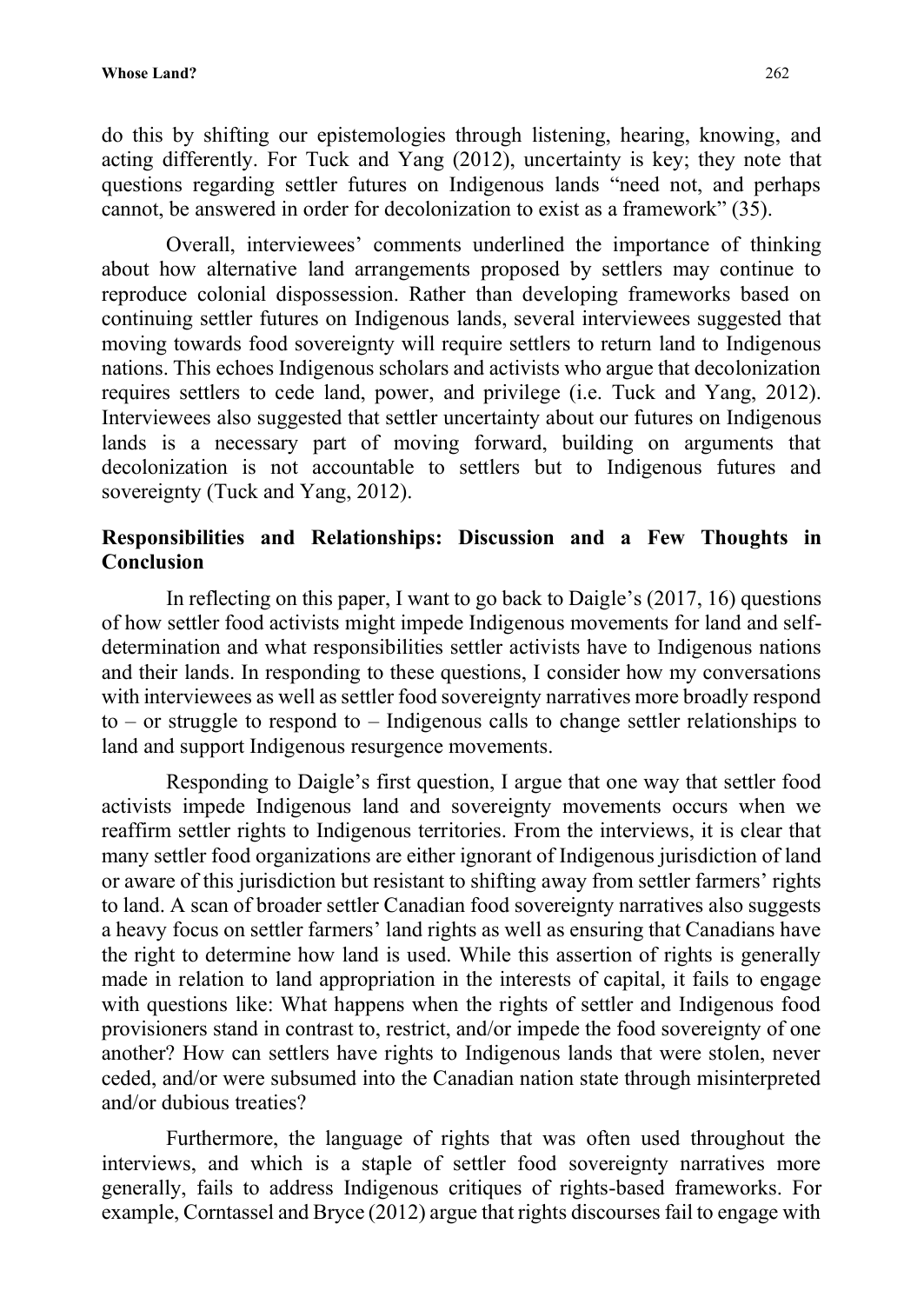do this by shifting our epistemologies through listening, hearing, knowing, and acting differently. For Tuck and Yang (2012), uncertainty is key; they note that questions regarding settler futures on Indigenous lands "need not, and perhaps cannot, be answered in order for decolonization to exist as a framework" (35).

Overall, interviewees' comments underlined the importance of thinking about how alternative land arrangements proposed by settlers may continue to reproduce colonial dispossession. Rather than developing frameworks based on continuing settler futures on Indigenous lands, several interviewees suggested that moving towards food sovereignty will require settlers to return land to Indigenous nations. This echoes Indigenous scholars and activists who argue that decolonization requires settlers to cede land, power, and privilege (i.e. Tuck and Yang, 2012). Interviewees also suggested that settler uncertainty about our futures on Indigenous lands is a necessary part of moving forward, building on arguments that decolonization is not accountable to settlers but to Indigenous futures and sovereignty (Tuck and Yang, 2012).

## Responsibilities and Relationships: Discussion and a Few Thoughts in Conclusion

In reflecting on this paper, I want to go back to Daigle's (2017, 16) questions of how settler food activists might impede Indigenous movements for land and self-determination and what responsibilities settler activists have to Indigenous nations and their lands. In responding to these questions, I consider how my conversations with interviewees as well as settler food sovereignty narratives more broadly respond to – or struggle to respond to – Indigenous calls to change settler relationships to land and support Indigenous resurgence movements.

Responding to Daigle's first question, I argue that one way that settler food activists impede Indigenous land and sovereignty movements occurs when we reaffirm settler rights to Indigenous territories. From the interviews, it is clear that many settler food organizations are either ignorant of Indigenous jurisdiction of land or aware of this jurisdiction but resistant to shifting away from settler farmers' rights to land. A scan of broader settler Canadian food sovereignty narratives also suggests a heavy focus on settler farmers' land rights as well as ensuring that Canadians have the right to determine how land is used. While this assertion of rights is generally made in relation to land appropriation in the interests of capital, it fails to engage with questions like: What happens when the rights of settler and Indigenous food provisioners stand in contrast to, restrict, and/or impede the food sovereignty of one another? How can settlers have rights to Indigenous lands that were stolen, never ceded, and/or were subsumed into the Canadian nation state through misinterpreted and/or dubious treaties?

Furthermore, the language of rights that was often used throughout the interviews, and which is a staple of settler food sovereignty narratives more generally, fails to address Indigenous critiques of rights-based frameworks. For example, Corntassel and Bryce (2012) argue that rights discourses fail to engage with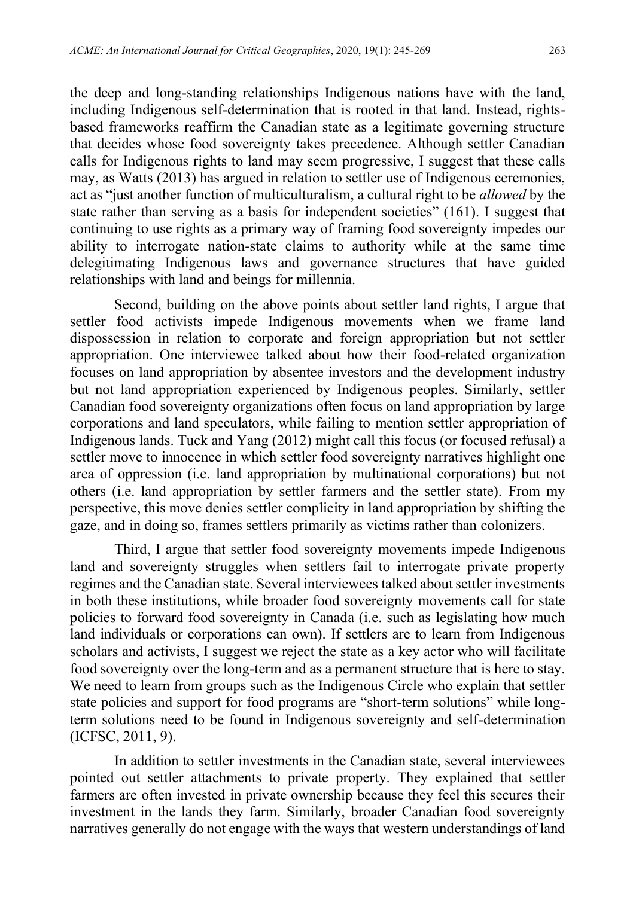the deep and long-standing relationships Indigenous nations have with the land, including Indigenous self-determination that is rooted in that land. Instead, rights-based frameworks reaffirm the Canadian state as a legitimate governing structure that decides whose food sovereignty takes precedence. Although settler Canadian calls for Indigenous rights to land may seem progressive, I suggest that these calls may, as Watts (2013) has argued in relation to settler use of Indigenous ceremonies, act as "just another function of multiculturalism, a cultural right to be *allowed* by the state rather than serving as a basis for independent societies" (161). I suggest that continuing to use rights as a primary way of framing food sovereignty impedes our ability to interrogate nation-state claims to authority while at the same time delegitimating Indigenous laws and governance structures that have guided relationships with land and beings for millennia.

Second, building on the above points about settler land rights, I argue that settler food activists impede Indigenous movements when we frame land dispossession in relation to corporate and foreign appropriation but not settler appropriation. One interviewee talked about how their food-related organization focuses on land appropriation by absentee investors and the development industry but not land appropriation experienced by Indigenous peoples. Similarly, settler Canadian food sovereignty organizations often focus on land appropriation by large corporations and land speculators, while failing to mention settler appropriation of Indigenous lands. Tuck and Yang (2012) might call this focus (or focused refusal) a settler move to innocence in which settler food sovereignty narratives highlight one area of oppression (i.e. land appropriation by multinational corporations) but not others (i.e. land appropriation by settler farmers and the settler state). From my perspective, this move denies settler complicity in land appropriation by shifting the gaze, and in doing so, frames settlers primarily as victims rather than colonizers.

Third, I argue that settler food sovereignty movements impede Indigenous land and sovereignty struggles when settlers fail to interrogate private property regimes and the Canadian state. Several interviewees talked about settler investments in both these institutions, while broader food sovereignty movements call for state policies to forward food sovereignty in Canada (i.e. such as legislating how much land individuals or corporations can own). If settlers are to learn from Indigenous scholars and activists, I suggest we reject the state as a key actor who will facilitate food sovereignty over the long-term and as a permanent structure that is here to stay. We need to learn from groups such as the Indigenous Circle who explain that settler state policies and support for food programs are "short-term solutions" while long-term solutions need to be found in Indigenous sovereignty and self-determination (ICFSC, 2011, 9).

In addition to settler investments in the Canadian state, several interviewees pointed out settler attachments to private property. They explained that settler farmers are often invested in private ownership because they feel this secures their investment in the lands they farm. Similarly, broader Canadian food sovereignty narratives generally do not engage with the ways that western understandings of land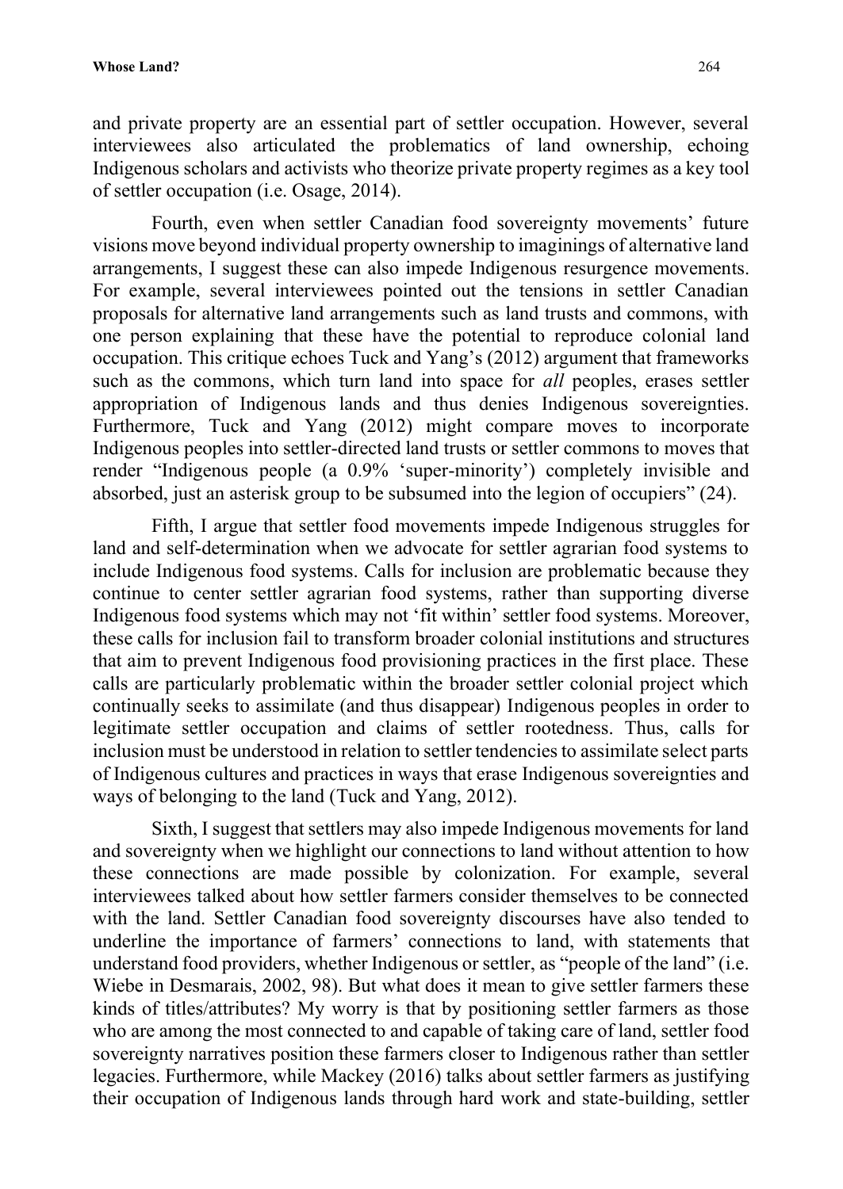and private property are an essential part of settler occupation. However, several interviewees also articulated the problematics of land ownership, echoing Indigenous scholars and activists who theorize private property regimes as a key tool of settler occupation (i.e. Osage, 2014).

Fourth, even when settler Canadian food sovereignty movements' future visions move beyond individual property ownership to imaginings of alternative land arrangements, I suggest these can also impede Indigenous resurgence movements. For example, several interviewees pointed out the tensions in settler Canadian proposals for alternative land arrangements such as land trusts and commons, with one person explaining that these have the potential to reproduce colonial land occupation. This critique echoes Tuck and Yang's (2012) argument that frameworks such as the commons, which turn land into space for *all* peoples, erases settler appropriation of Indigenous lands and thus denies Indigenous sovereignties. Furthermore, Tuck and Yang (2012) might compare moves to incorporate Indigenous peoples into settler-directed land trusts or settler commons to moves that render "Indigenous people (a 0.9% 'super-minority') completely invisible and absorbed, just an asterisk group to be subsumed into the legion of occupiers" (24).

Fifth, I argue that settler food movements impede Indigenous struggles for land and self-determination when we advocate for settler agrarian food systems to include Indigenous food systems. Calls for inclusion are problematic because they continue to center settler agrarian food systems, rather than supporting diverse Indigenous food systems which may not 'fit within' settler food systems. Moreover, these calls for inclusion fail to transform broader colonial institutions and structures that aim to prevent Indigenous food provisioning practices in the first place. These calls are particularly problematic within the broader settler colonial project which continually seeks to assimilate (and thus disappear) Indigenous peoples in order to legitimate settler occupation and claims of settler rootedness. Thus, calls for inclusion must be understood in relation to settler tendencies to assimilate select parts of Indigenous cultures and practices in ways that erase Indigenous sovereignties and ways of belonging to the land (Tuck and Yang, 2012).

Sixth, I suggest that settlers may also impede Indigenous movements for land and sovereignty when we highlight our connections to land without attention to how these connections are made possible by colonization. For example, several interviewees talked about how settler farmers consider themselves to be connected with the land. Settler Canadian food sovereignty discourses have also tended to underline the importance of farmers' connections to land, with statements that understand food providers, whether Indigenous or settler, as "people of the land" (i.e. Wiebe in Desmarais, 2002, 98). But what does it mean to give settler farmers these kinds of titles/attributes? My worry is that by positioning settler farmers as those who are among the most connected to and capable of taking care of land, settler food sovereignty narratives position these farmers closer to Indigenous rather than settler legacies. Furthermore, while Mackey (2016) talks about settler farmers as justifying their occupation of Indigenous lands through hard work and state-building, settler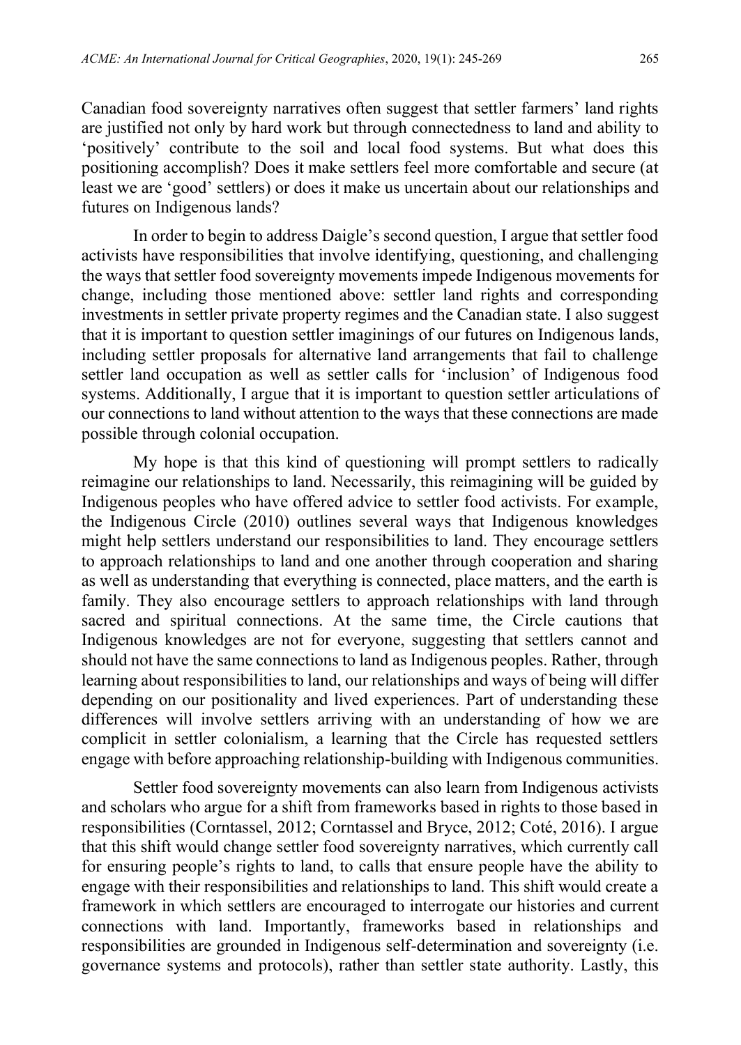Canadian food sovereignty narratives often suggest that settler farmers' land rights are justified not only by hard work but through connectedness to land and ability to 'positively' contribute to the soil and local food systems. But what does this positioning accomplish? Does it make settlers feel more comfortable and secure (at least we are 'good' settlers) or does it make us uncertain about our relationships and futures on Indigenous lands?

In order to begin to address Daigle's second question, I argue that settler food activists have responsibilities that involve identifying, questioning, and challenging the ways that settler food sovereignty movements impede Indigenous movements for change, including those mentioned above: settler land rights and corresponding investments in settler private property regimes and the Canadian state. I also suggest that it is important to question settler imaginings of our futures on Indigenous lands, including settler proposals for alternative land arrangements that fail to challenge settler land occupation as well as settler calls for 'inclusion' of Indigenous food systems. Additionally, I argue that it is important to question settler articulations of our connections to land without attention to the ways that these connections are made possible through colonial occupation.

My hope is that this kind of questioning will prompt settlers to radically reimagine our relationships to land. Necessarily, this reimagining will be guided by Indigenous peoples who have offered advice to settler food activists. For example, the Indigenous Circle (2010) outlines several ways that Indigenous knowledges might help settlers understand our responsibilities to land. They encourage settlers to approach relationships to land and one another through cooperation and sharing as well as understanding that everything is connected, place matters, and the earth is family. They also encourage settlers to approach relationships with land through sacred and spiritual connections. At the same time, the Circle cautions that Indigenous knowledges are not for everyone, suggesting that settlers cannot and should not have the same connections to land as Indigenous peoples. Rather, through learning about responsibilities to land, our relationships and ways of being will differ depending on our positionality and lived experiences. Part of understanding these differences will involve settlers arriving with an understanding of how we are complicit in settler colonialism, a learning that the Circle has requested settlers engage with before approaching relationship-building with Indigenous communities.

Settler food sovereignty movements can also learn from Indigenous activists and scholars who argue for a shift from frameworks based in rights to those based in responsibilities (Corntassel, 2012; Corntassel and Bryce, 2012; Coté, 2016). I argue that this shift would change settler food sovereignty narratives, which currently call for ensuring people's rights to land, to calls that ensure people have the ability to engage with their responsibilities and relationships to land. This shift would create a framework in which settlers are encouraged to interrogate our histories and current connections with land. Importantly, frameworks based in relationships and responsibilities are grounded in Indigenous self-determination and sovereignty (i.e. governance systems and protocols), rather than settler state authority. Lastly, this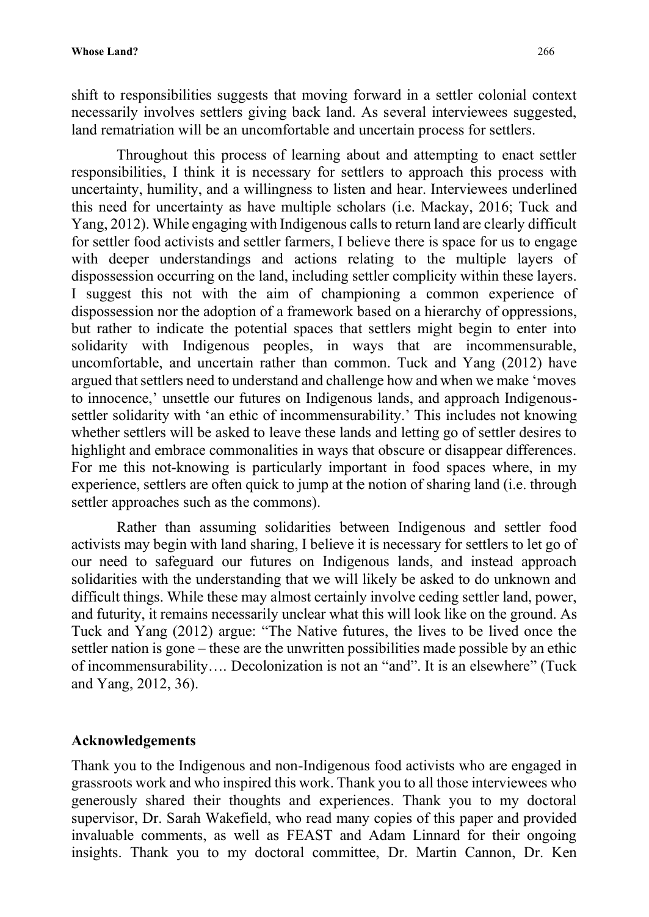shift to responsibilities suggests that moving forward in a settler colonial context necessarily involves settlers giving back land. As several interviewees suggested, land rematriation will be an uncomfortable and uncertain process for settlers.

Throughout this process of learning about and attempting to enact settler responsibilities, I think it is necessary for settlers to approach this process with uncertainty, humility, and a willingness to listen and hear. Interviewees underlined this need for uncertainty as have multiple scholars (i.e. Mackay, 2016; Tuck and Yang, 2012). While engaging with Indigenous calls to return land are clearly difficult for settler food activists and settler farmers, I believe there is space for us to engage with deeper understandings and actions relating to the multiple layers of dispossession occurring on the land, including settler complicity within these layers. I suggest this not with the aim of championing a common experience of dispossession nor the adoption of a framework based on a hierarchy of oppressions, but rather to indicate the potential spaces that settlers might begin to enter into solidarity with Indigenous peoples, in ways that are incommensurable, uncomfortable, and uncertain rather than common. Tuck and Yang (2012) have argued that settlers need to understand and challenge how and when we make 'moves to innocence,' unsettle our futures on Indigenous lands, and approach Indigenous-settler solidarity with 'an ethic of incommensurability.' This includes not knowing whether settlers will be asked to leave these lands and letting go of settler desires to highlight and embrace commonalities in ways that obscure or disappear differences. For me this not-knowing is particularly important in food spaces where, in my experience, settlers are often quick to jump at the notion of sharing land (i.e. through settler approaches such as the commons).

Rather than assuming solidarities between Indigenous and settler food activists may begin with land sharing, I believe it is necessary for settlers to let go of our need to safeguard our futures on Indigenous lands, and instead approach solidarities with the understanding that we will likely be asked to do unknown and difficult things. While these may almost certainly involve ceding settler land, power, and futurity, it remains necessarily unclear what this will look like on the ground. As Tuck and Yang (2012) argue: "The Native futures, the lives to be lived once the settler nation is gone – these are the unwritten possibilities made possible by an ethic of incommensurability…. Decolonization is not an "and". It is an elsewhere" (Tuck and Yang, 2012, 36).

## Acknowledgements

Thank you to the Indigenous and non-Indigenous food activists who are engaged in grassroots work and who inspired this work. Thank you to all those interviewees who generously shared their thoughts and experiences. Thank you to my doctoral supervisor, Dr. Sarah Wakefield, who read many copies of this paper and provided invaluable comments, as well as FEAST and Adam Linnard for their ongoing insights. Thank you to my doctoral committee, Dr. Martin Cannon, Dr. Ken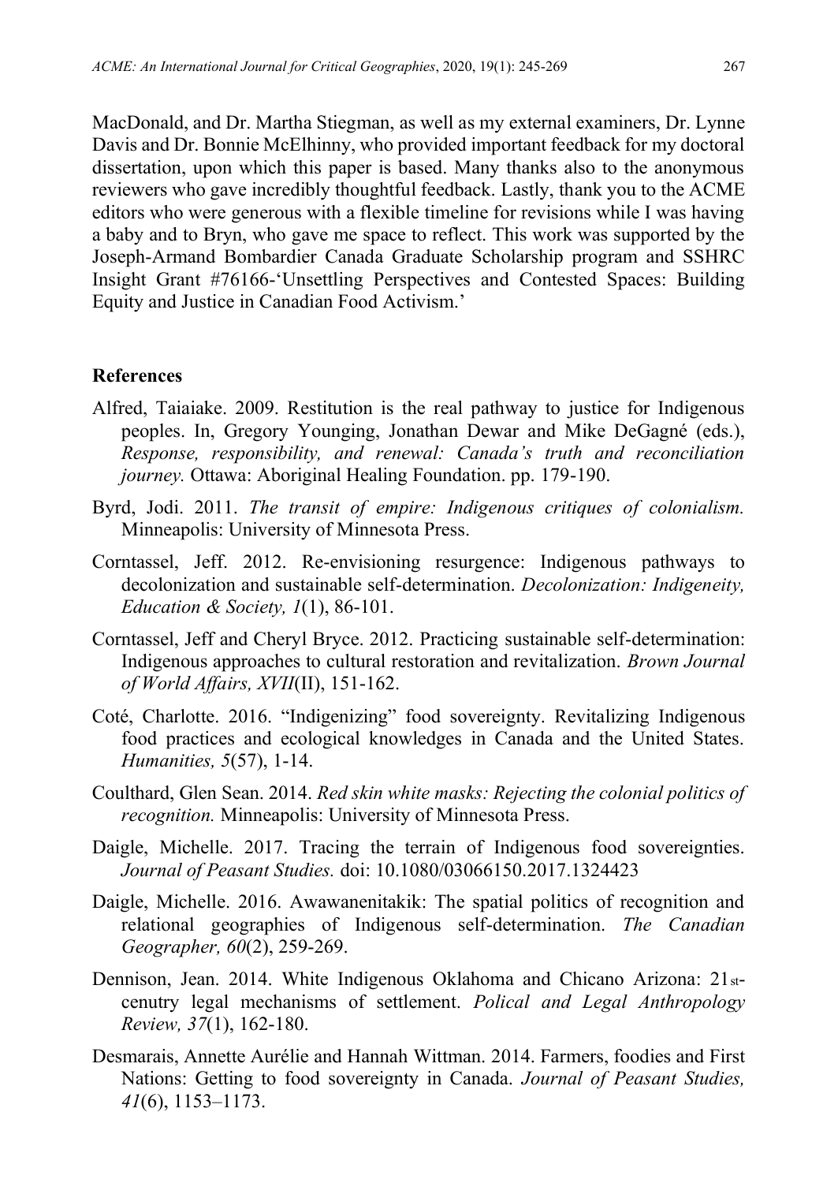MacDonald, and Dr. Martha Stiegman, as well as my external examiners, Dr. Lynne Davis and Dr. Bonnie McElhinny, who provided important feedback for my doctoral dissertation, upon which this paper is based. Many thanks also to the anonymous reviewers who gave incredibly thoughtful feedback. Lastly, thank you to the ACME editors who were generous with a flexible timeline for revisions while I was having a baby and to Bryn, who gave me space to reflect. This work was supported by the Joseph-Armand Bombardier Canada Graduate Scholarship program and SSHRC Insight Grant #76166-'Unsettling Perspectives and Contested Spaces: Building Equity and Justice in Canadian Food Activism.'

## References

Alfred, Taiaiake. 2009. Restitution is the real pathway to justice for Indigenous peoples. In, Gregory Younging, Jonathan Dewar and Mike DeGagné (eds.), *Response, responsibility, and renewal: Canada's truth and reconciliation journey.* Ottawa: Aboriginal Healing Foundation. pp. 179-190.

Byrd, Jodi. 2011. *The transit of empire: Indigenous critiques of colonialism.* Minneapolis: University of Minnesota Press.

Corntassel, Jeff. 2012. Re-envisioning resurgence: Indigenous pathways to decolonization and sustainable self-determination. *Decolonization: Indigeneity, Education & Society, 1*(1), 86-101.

Corntassel, Jeff and Cheryl Bryce. 2012. Practicing sustainable self-determination: Indigenous approaches to cultural restoration and revitalization. *Brown Journal of World Affairs, XVII*(II), 151-162.

Coté, Charlotte. 2016. "Indigenizing" food sovereignty. Revitalizing Indigenous food practices and ecological knowledges in Canada and the United States. *Humanities, 5*(57), 1-14.

Coulthard, Glen Sean. 2014. *Red skin white masks: Rejecting the colonial politics of recognition.* Minneapolis: University of Minnesota Press.

Daigle, Michelle. 2017. Tracing the terrain of Indigenous food sovereignties. *Journal of Peasant Studies.* doi: 10.1080/03066150.2017.1324423

Daigle, Michelle. 2016. Awawanenitakik: The spatial politics of recognition and relational geographies of Indigenous self-determination. *The Canadian Geographer, 60*(2), 259-269.

Dennison, Jean. 2014. White Indigenous Oklahoma and Chicano Arizona: 21st-cenutry legal mechanisms of settlement. *Polical and Legal Anthropology Review, 37*(1), 162-180.

Desmarais, Annette Aurélie and Hannah Wittman. 2014. Farmers, foodies and First Nations: Getting to food sovereignty in Canada. *Journal of Peasant Studies, 41*(6), 1153–1173.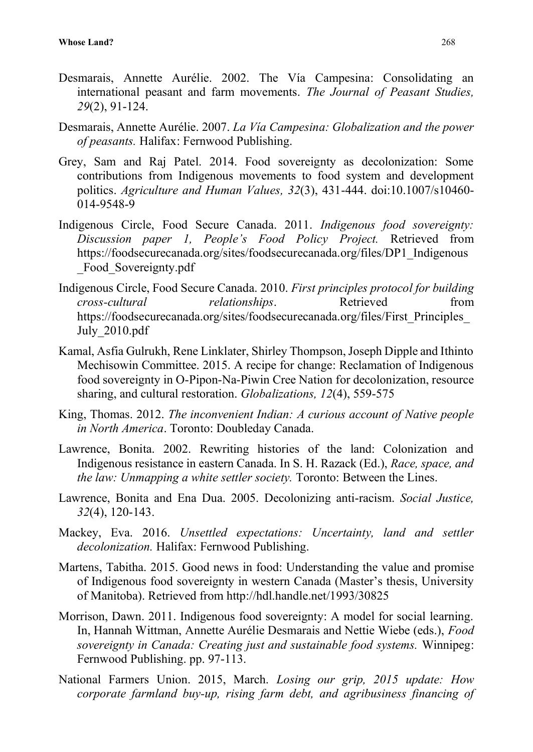Desmarais, Annette Aurélie. 2002. The Vía Campesina: Consolidating an international peasant and farm movements. *The Journal of Peasant Studies, 29*(2), 91-124.

Desmarais, Annette Aurélie. 2007. *La Vía Campesina: Globalization and the power of peasants.* Halifax: Fernwood Publishing.

Grey, Sam and Raj Patel. 2014. Food sovereignty as decolonization: Some contributions from Indigenous movements to food system and development politics. *Agriculture and Human Values, 32*(3), 431-444. doi:10.1007/s10460-014-9548-9

Indigenous Circle, Food Secure Canada. 2011. *Indigenous food sovereignty: Discussion paper 1, People's Food Policy Project.* Retrieved from https://foodsecurecanada.org/sites/foodsecurecanada.org/files/DP1_Indigenous_Food_Sovereignty.pdf

Indigenous Circle, Food Secure Canada. 2010. *First principles protocol for building cross-cultural relationships*. Retrieved from https://foodsecurecanada.org/sites/foodsecurecanada.org/files/First_Principles_July_2010.pdf

Kamal, Asfia Gulrukh, Rene Linklater, Shirley Thompson, Joseph Dipple and Ithinto Mechisowin Committee. 2015. A recipe for change: Reclamation of Indigenous food sovereignty in O-Pipon-Na-Piwin Cree Nation for decolonization, resource sharing, and cultural restoration. *Globalizations, 12*(4), 559-575

King, Thomas. 2012. *The inconvenient Indian: A curious account of Native people in North America*. Toronto: Doubleday Canada.

Lawrence, Bonita. 2002. Rewriting histories of the land: Colonization and Indigenous resistance in eastern Canada. In S. H. Razack (Ed.), *Race, space, and the law: Unmapping a white settler society.* Toronto: Between the Lines.

Lawrence, Bonita and Ena Dua. 2005. Decolonizing anti-racism. *Social Justice, 32*(4), 120-143.

Mackey, Eva. 2016. *Unsettled expectations: Uncertainty, land and settler decolonization.* Halifax: Fernwood Publishing.

Martens, Tabitha. 2015. Good news in food: Understanding the value and promise of Indigenous food sovereignty in western Canada (Master's thesis, University of Manitoba). Retrieved from http://hdl.handle.net/1993/30825

Morrison, Dawn. 2011. Indigenous food sovereignty: A model for social learning. In, Hannah Wittman, Annette Aurélie Desmarais and Nettie Wiebe (eds.), *Food sovereignty in Canada: Creating just and sustainable food systems.* Winnipeg: Fernwood Publishing. pp. 97-113.

National Farmers Union. 2015, March. *Losing our grip, 2015 update: How corporate farmland buy-up, rising farm debt, and agribusiness financing of*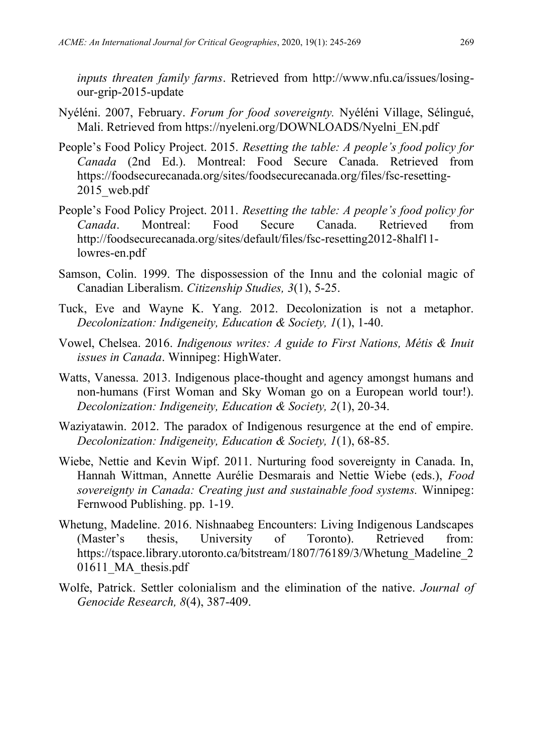*inputs threaten family farms*. Retrieved from http://www.nfu.ca/issues/losing-our-grip-2015-update

Nyéléni. 2007, February. *Forum for food sovereignty.* Nyéléni Village, Sélingué, Mali. Retrieved from https://nyeleni.org/DOWNLOADS/Nyelni_EN.pdf

People's Food Policy Project. 2015. *Resetting the table: A people's food policy for Canada* (2nd Ed.). Montreal: Food Secure Canada. Retrieved from https://foodsecurecanada.org/sites/foodsecurecanada.org/files/fsc-resetting-2015_web.pdf

People's Food Policy Project. 2011. *Resetting the table: A people's food policy for Canada*. Montreal: Food Secure Canada. Retrieved from http://foodsecurecanada.org/sites/default/files/fsc-resetting2012-8half11-lowres-en.pdf

Samson, Colin. 1999. The dispossession of the Innu and the colonial magic of Canadian Liberalism. *Citizenship Studies, 3*(1), 5-25.

Tuck, Eve and Wayne K. Yang. 2012. Decolonization is not a metaphor. *Decolonization: Indigeneity, Education & Society, 1*(1), 1-40.

Vowel, Chelsea. 2016. *Indigenous writes: A guide to First Nations, Métis & Inuit issues in Canada*. Winnipeg: HighWater.

Watts, Vanessa. 2013. Indigenous place-thought and agency amongst humans and non-humans (First Woman and Sky Woman go on a European world tour!). *Decolonization: Indigeneity, Education & Society, 2*(1), 20-34.

Waziyatawin. 2012. The paradox of Indigenous resurgence at the end of empire. *Decolonization: Indigeneity, Education & Society, 1*(1), 68-85.

Wiebe, Nettie and Kevin Wipf. 2011. Nurturing food sovereignty in Canada. In, Hannah Wittman, Annette Aurélie Desmarais and Nettie Wiebe (eds.), *Food sovereignty in Canada: Creating just and sustainable food systems.* Winnipeg: Fernwood Publishing. pp. 1-19.

Whetung, Madeline. 2016. Nishnaabeg Encounters: Living Indigenous Landscapes (Master's thesis, University of Toronto). Retrieved from: https://tspace.library.utoronto.ca/bitstream/1807/76189/3/Whetung_Madeline_201611_MA_thesis.pdf

Wolfe, Patrick. Settler colonialism and the elimination of the native. *Journal of Genocide Research, 8*(4), 387-409.